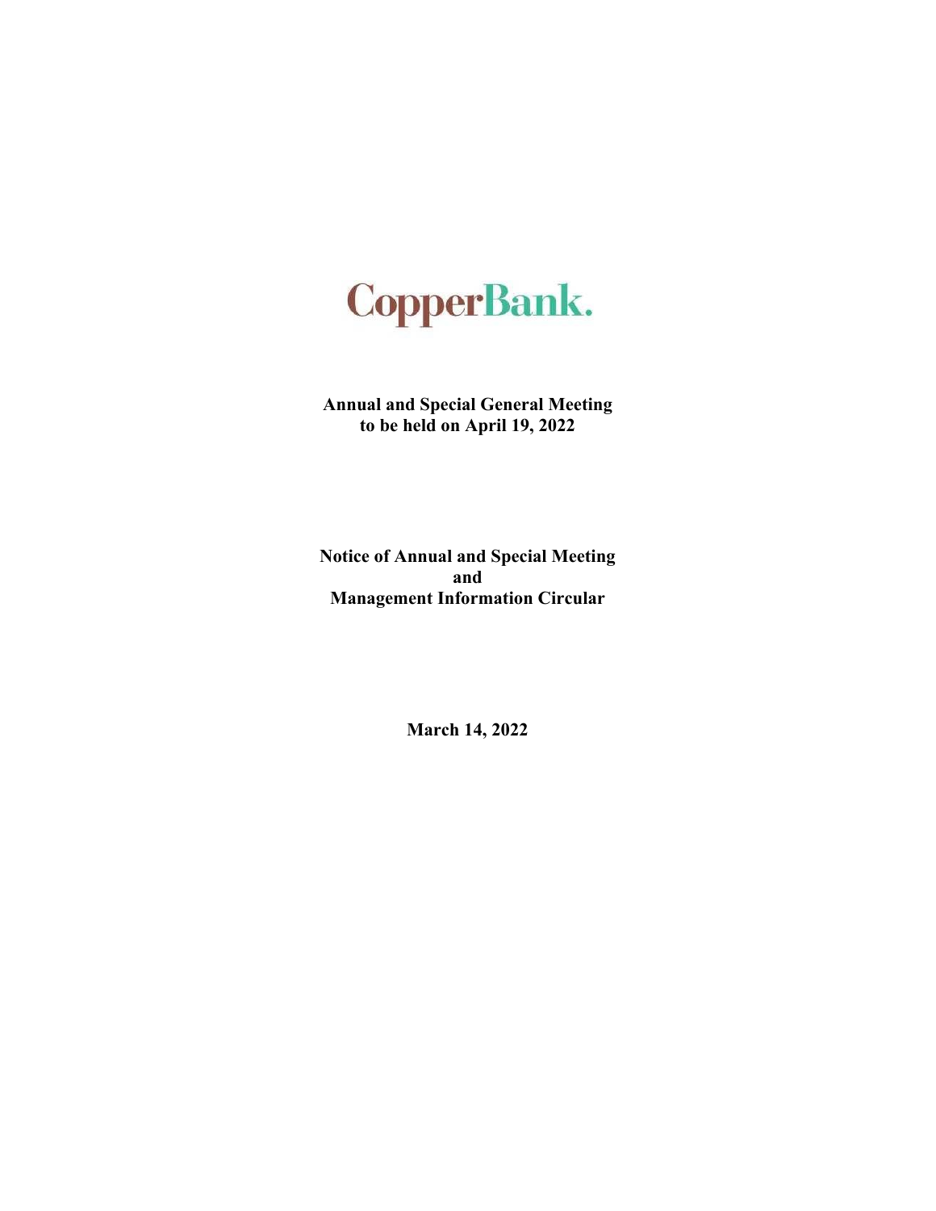CopperBank.

**Annual and Special General Meeting**
**to be held on April 19, 2022**

**Notice of Annual and Special Meeting**
**and**
**Management Information Circular**

**March 14, 2022**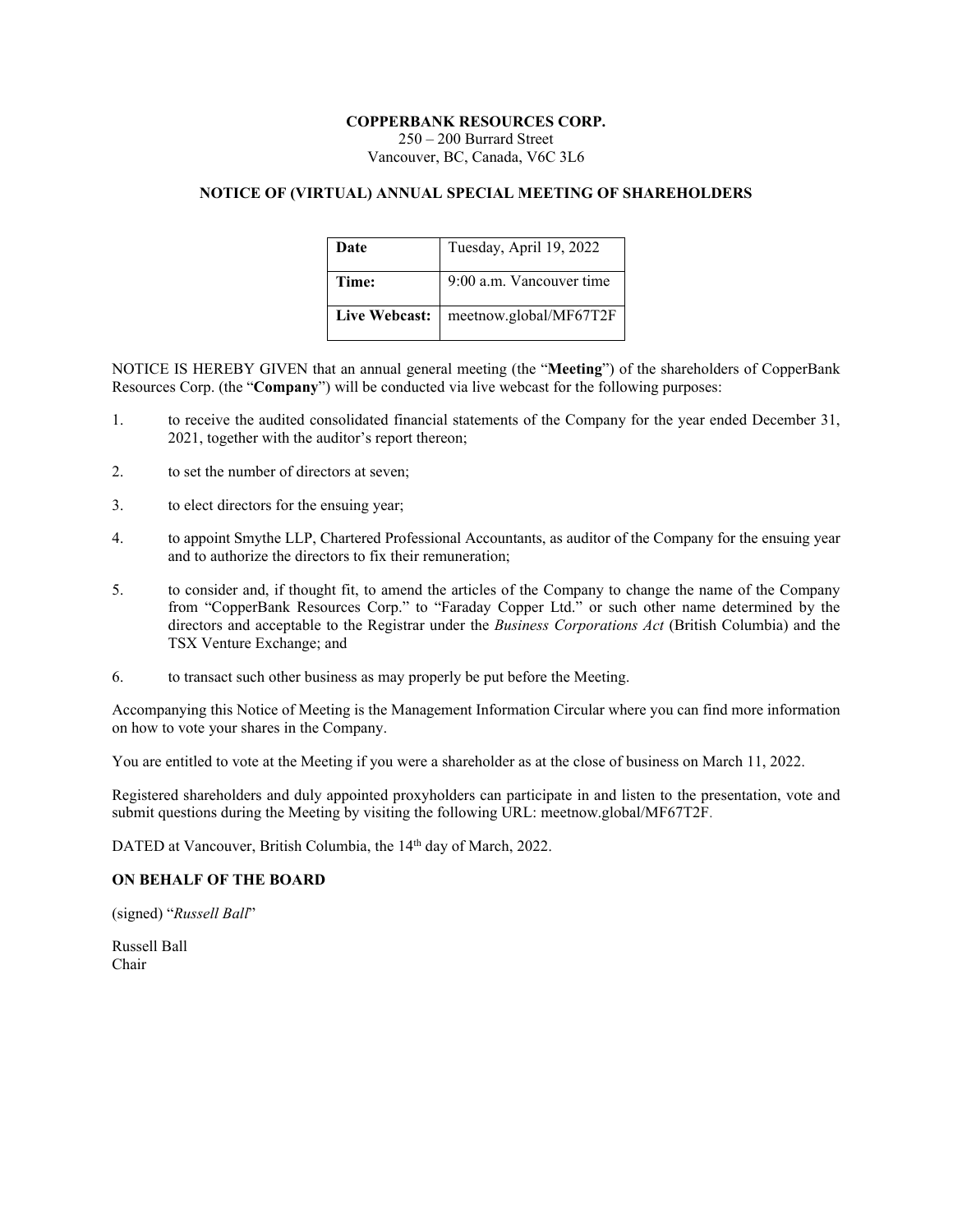**COPPERBANK RESOURCES CORP.**
250 – 200 Burrard Street
Vancouver, BC, Canada, V6C 3L6

## NOTICE OF (VIRTUAL) ANNUAL SPECIAL MEETING OF SHAREHOLDERS

| **Date** | Tuesday, April 19, 2022 |
|---|---|
| **Time:** | 9:00 a.m. Vancouver time |
| **Live Webcast:** | meetnow.global/MF67T2F |

NOTICE IS HEREBY GIVEN that an annual general meeting (the "**Meeting**") of the shareholders of CopperBank Resources Corp. (the "**Company**") will be conducted via live webcast for the following purposes:

1. to receive the audited consolidated financial statements of the Company for the year ended December 31, 2021, together with the auditor's report thereon;
2. to set the number of directors at seven;
3. to elect directors for the ensuing year;
4. to appoint Smythe LLP, Chartered Professional Accountants, as auditor of the Company for the ensuing year and to authorize the directors to fix their remuneration;
5. to consider and, if thought fit, to amend the articles of the Company to change the name of the Company from "CopperBank Resources Corp." to "Faraday Copper Ltd." or such other name determined by the directors and acceptable to the Registrar under the *Business Corporations Act* (British Columbia) and the TSX Venture Exchange; and
6. to transact such other business as may properly be put before the Meeting.

Accompanying this Notice of Meeting is the Management Information Circular where you can find more information on how to vote your shares in the Company.

You are entitled to vote at the Meeting if you were a shareholder as at the close of business on March 11, 2022.

Registered shareholders and duly appointed proxyholders can participate in and listen to the presentation, vote and submit questions during the Meeting by visiting the following URL: meetnow.global/MF67T2F.

DATED at Vancouver, British Columbia, the 14th day of March, 2022.

**ON BEHALF OF THE BOARD**

(signed) "*Russell Ball*"

Russell Ball
Chair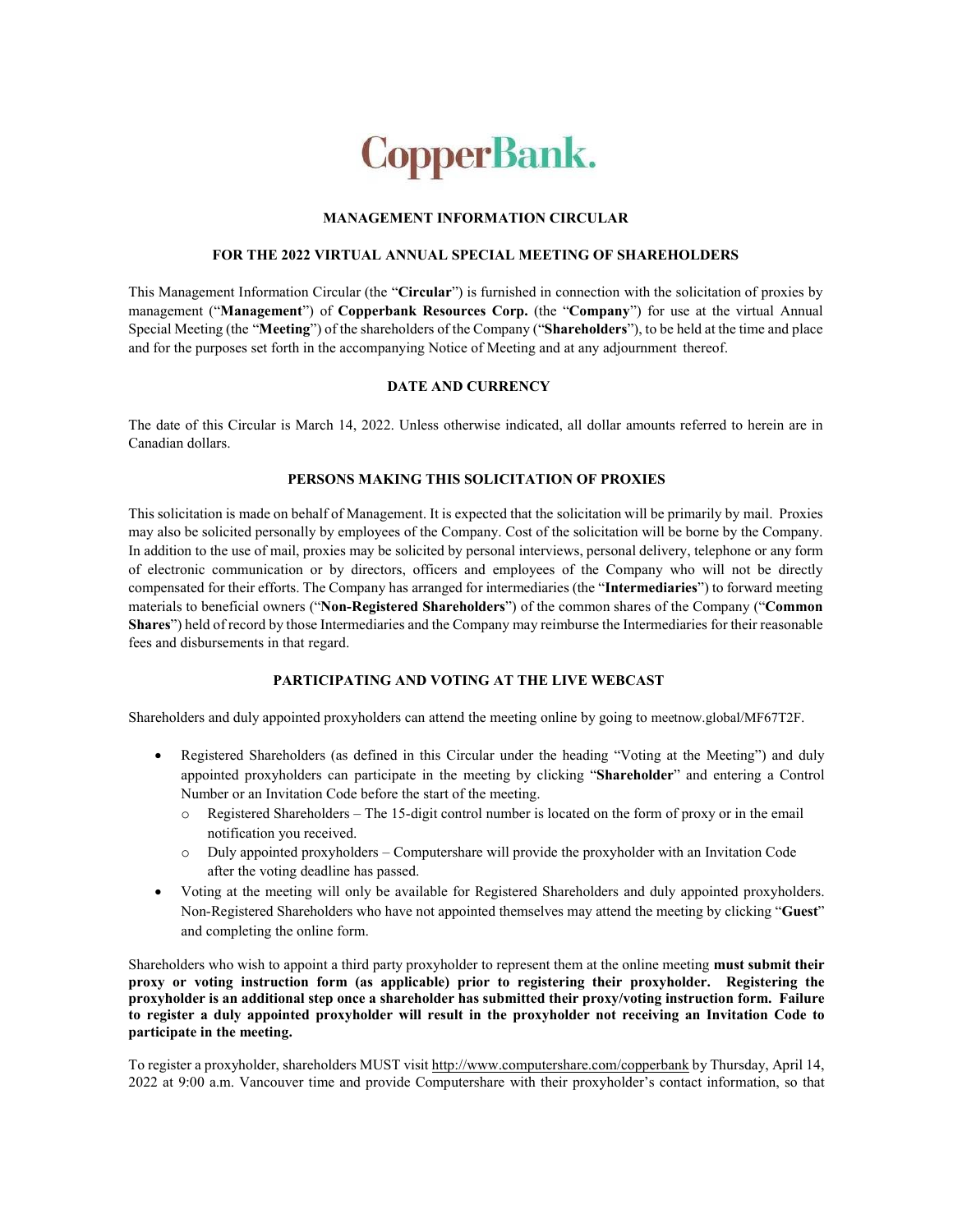CopperBank.

## MANAGEMENT INFORMATION CIRCULAR

### FOR THE 2022 VIRTUAL ANNUAL SPECIAL MEETING OF SHAREHOLDERS

This Management Information Circular (the "**Circular**") is furnished in connection with the solicitation of proxies by management ("**Management**") of **Copperbank Resources Corp.** (the "**Company**") for use at the virtual Annual Special Meeting (the "**Meeting**") of the shareholders of the Company ("**Shareholders**"), to be held at the time and place and for the purposes set forth in the accompanying Notice of Meeting and at any adjournment thereof.

### DATE AND CURRENCY

The date of this Circular is March 14, 2022. Unless otherwise indicated, all dollar amounts referred to herein are in Canadian dollars.

### PERSONS MAKING THIS SOLICITATION OF PROXIES

This solicitation is made on behalf of Management. It is expected that the solicitation will be primarily by mail. Proxies may also be solicited personally by employees of the Company. Cost of the solicitation will be borne by the Company. In addition to the use of mail, proxies may be solicited by personal interviews, personal delivery, telephone or any form of electronic communication or by directors, officers and employees of the Company who will not be directly compensated for their efforts. The Company has arranged for intermediaries (the "**Intermediaries**") to forward meeting materials to beneficial owners ("**Non-Registered Shareholders**") of the common shares of the Company ("**Common Shares**") held of record by those Intermediaries and the Company may reimburse the Intermediaries for their reasonable fees and disbursements in that regard.

### PARTICIPATING AND VOTING AT THE LIVE WEBCAST

Shareholders and duly appointed proxyholders can attend the meeting online by going to meetnow.global/MF67T2F.

- Registered Shareholders (as defined in this Circular under the heading "Voting at the Meeting") and duly appointed proxyholders can participate in the meeting by clicking "**Shareholder**" and entering a Control Number or an Invitation Code before the start of the meeting.
  - Registered Shareholders – The 15-digit control number is located on the form of proxy or in the email notification you received.
  - Duly appointed proxyholders – Computershare will provide the proxyholder with an Invitation Code after the voting deadline has passed.
- Voting at the meeting will only be available for Registered Shareholders and duly appointed proxyholders. Non-Registered Shareholders who have not appointed themselves may attend the meeting by clicking "**Guest**" and completing the online form.

Shareholders who wish to appoint a third party proxyholder to represent them at the online meeting **must submit their proxy or voting instruction form (as applicable) prior to registering their proxyholder. Registering the proxyholder is an additional step once a shareholder has submitted their proxy/voting instruction form. Failure to register a duly appointed proxyholder will result in the proxyholder not receiving an Invitation Code to participate in the meeting.**

To register a proxyholder, shareholders MUST visit http://www.computershare.com/copperbank by Thursday, April 14, 2022 at 9:00 a.m. Vancouver time and provide Computershare with their proxyholder's contact information, so that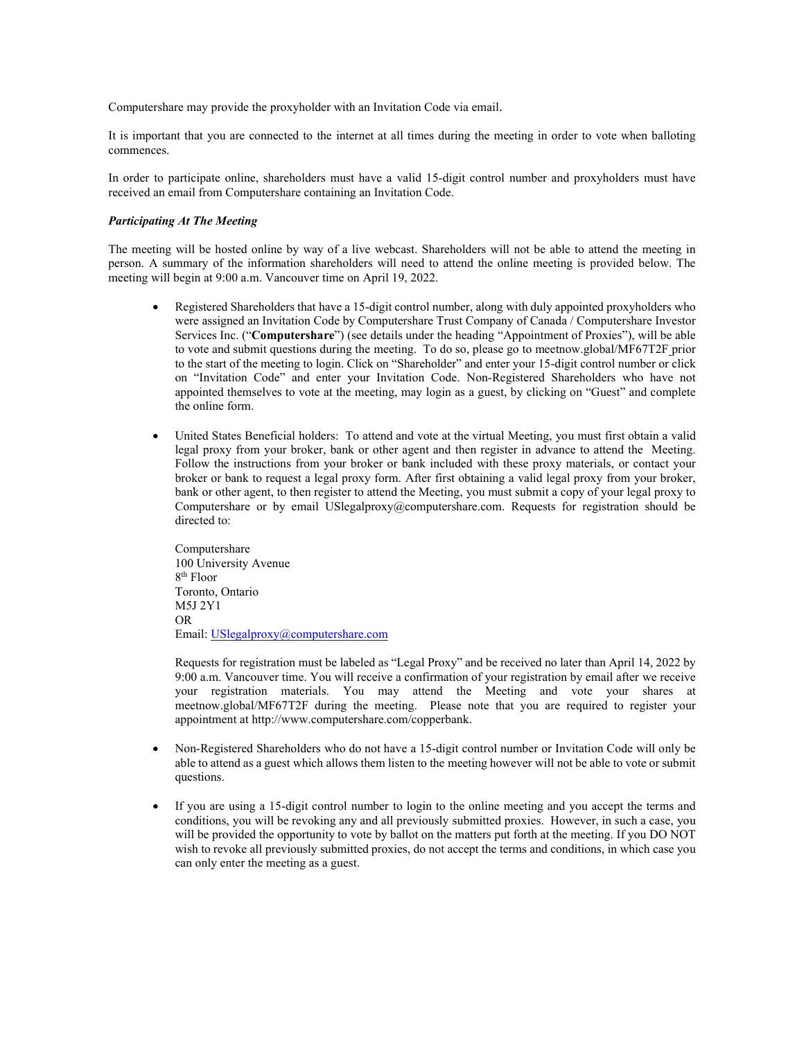Computershare may provide the proxyholder with an Invitation Code via email.

It is important that you are connected to the internet at all times during the meeting in order to vote when balloting commences.

In order to participate online, shareholders must have a valid 15-digit control number and proxyholders must have received an email from Computershare containing an Invitation Code.

***Participating At The Meeting***

The meeting will be hosted online by way of a live webcast. Shareholders will not be able to attend the meeting in person. A summary of the information shareholders will need to attend the online meeting is provided below. The meeting will begin at 9:00 a.m. Vancouver time on April 19, 2022.

- Registered Shareholders that have a 15-digit control number, along with duly appointed proxyholders who were assigned an Invitation Code by Computershare Trust Company of Canada / Computershare Investor Services Inc. ("**Computershare**") (see details under the heading "Appointment of Proxies"), will be able to vote and submit questions during the meeting. To do so, please go to meetnow.global/MF67T2F prior to the start of the meeting to login. Click on "Shareholder" and enter your 15-digit control number or click on "Invitation Code" and enter your Invitation Code. Non-Registered Shareholders who have not appointed themselves to vote at the meeting, may login as a guest, by clicking on "Guest" and complete the online form.

- United States Beneficial holders: To attend and vote at the virtual Meeting, you must first obtain a valid legal proxy from your broker, bank or other agent and then register in advance to attend the Meeting. Follow the instructions from your broker or bank included with these proxy materials, or contact your broker or bank to request a legal proxy form. After first obtaining a valid legal proxy from your broker, bank or other agent, to then register to attend the Meeting, you must submit a copy of your legal proxy to Computershare or by email USlegalproxy@computershare.com. Requests for registration should be directed to:

  Computershare
  100 University Avenue
  8th Floor
  Toronto, Ontario
  M5J 2Y1
  OR
  Email: USlegalproxy@computershare.com

  Requests for registration must be labeled as "Legal Proxy" and be received no later than April 14, 2022 by 9:00 a.m. Vancouver time. You will receive a confirmation of your registration by email after we receive your registration materials. You may attend the Meeting and vote your shares at meetnow.global/MF67T2F during the meeting. Please note that you are required to register your appointment at http://www.computershare.com/copperbank.

- Non-Registered Shareholders who do not have a 15-digit control number or Invitation Code will only be able to attend as a guest which allows them listen to the meeting however will not be able to vote or submit questions.

- If you are using a 15-digit control number to login to the online meeting and you accept the terms and conditions, you will be revoking any and all previously submitted proxies. However, in such a case, you will be provided the opportunity to vote by ballot on the matters put forth at the meeting. If you DO NOT wish to revoke all previously submitted proxies, do not accept the terms and conditions, in which case you can only enter the meeting as a guest.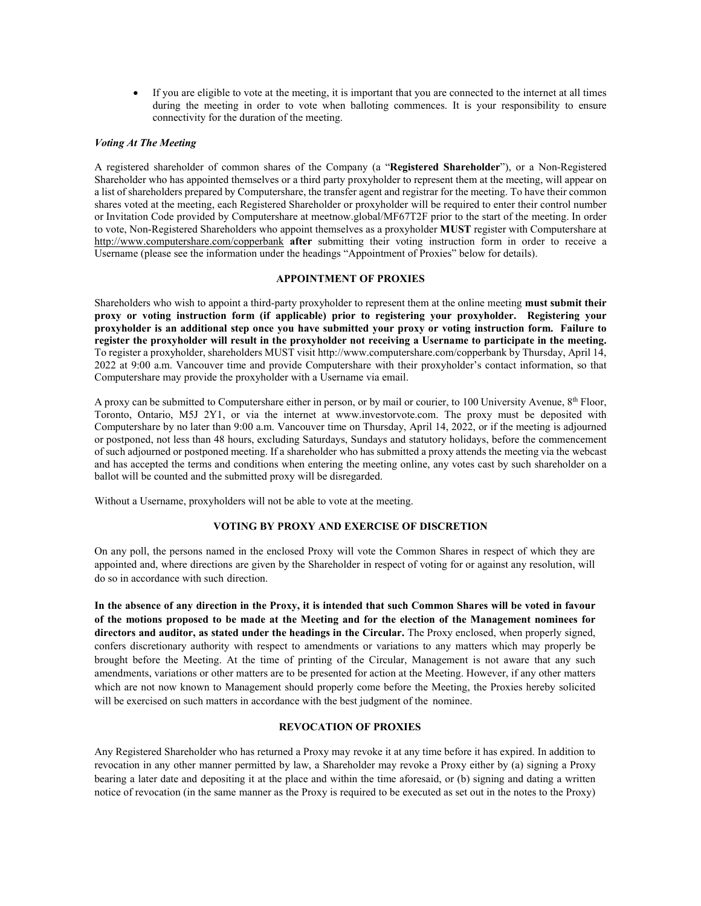- If you are eligible to vote at the meeting, it is important that you are connected to the internet at all times during the meeting in order to vote when balloting commences. It is your responsibility to ensure connectivity for the duration of the meeting.

***Voting At The Meeting***

A registered shareholder of common shares of the Company (a "**Registered Shareholder**"), or a Non-Registered Shareholder who has appointed themselves or a third party proxyholder to represent them at the meeting, will appear on a list of shareholders prepared by Computershare, the transfer agent and registrar for the meeting. To have their common shares voted at the meeting, each Registered Shareholder or proxyholder will be required to enter their control number or Invitation Code provided by Computershare at meetnow.global/MF67T2F prior to the start of the meeting. In order to vote, Non-Registered Shareholders who appoint themselves as a proxyholder **MUST** register with Computershare at http://www.computershare.com/copperbank **after** submitting their voting instruction form in order to receive a Username (please see the information under the headings "Appointment of Proxies" below for details).

**APPOINTMENT OF PROXIES**

Shareholders who wish to appoint a third-party proxyholder to represent them at the online meeting **must submit their proxy or voting instruction form (if applicable) prior to registering your proxyholder. Registering your proxyholder is an additional step once you have submitted your proxy or voting instruction form. Failure to register the proxyholder will result in the proxyholder not receiving a Username to participate in the meeting.** To register a proxyholder, shareholders MUST visit http://www.computershare.com/copperbank by Thursday, April 14, 2022 at 9:00 a.m. Vancouver time and provide Computershare with their proxyholder's contact information, so that Computershare may provide the proxyholder with a Username via email.

A proxy can be submitted to Computershare either in person, or by mail or courier, to 100 University Avenue, 8th Floor, Toronto, Ontario, M5J 2Y1, or via the internet at www.investorvote.com. The proxy must be deposited with Computershare by no later than 9:00 a.m. Vancouver time on Thursday, April 14, 2022, or if the meeting is adjourned or postponed, not less than 48 hours, excluding Saturdays, Sundays and statutory holidays, before the commencement of such adjourned or postponed meeting. If a shareholder who has submitted a proxy attends the meeting via the webcast and has accepted the terms and conditions when entering the meeting online, any votes cast by such shareholder on a ballot will be counted and the submitted proxy will be disregarded.

Without a Username, proxyholders will not be able to vote at the meeting.

**VOTING BY PROXY AND EXERCISE OF DISCRETION**

On any poll, the persons named in the enclosed Proxy will vote the Common Shares in respect of which they are appointed and, where directions are given by the Shareholder in respect of voting for or against any resolution, will do so in accordance with such direction.

**In the absence of any direction in the Proxy, it is intended that such Common Shares will be voted in favour of the motions proposed to be made at the Meeting and for the election of the Management nominees for directors and auditor, as stated under the headings in the Circular.** The Proxy enclosed, when properly signed, confers discretionary authority with respect to amendments or variations to any matters which may properly be brought before the Meeting. At the time of printing of the Circular, Management is not aware that any such amendments, variations or other matters are to be presented for action at the Meeting. However, if any other matters which are not now known to Management should properly come before the Meeting, the Proxies hereby solicited will be exercised on such matters in accordance with the best judgment of the nominee.

**REVOCATION OF PROXIES**

Any Registered Shareholder who has returned a Proxy may revoke it at any time before it has expired. In addition to revocation in any other manner permitted by law, a Shareholder may revoke a Proxy either by (a) signing a Proxy bearing a later date and depositing it at the place and within the time aforesaid, or (b) signing and dating a written notice of revocation (in the same manner as the Proxy is required to be executed as set out in the notes to the Proxy)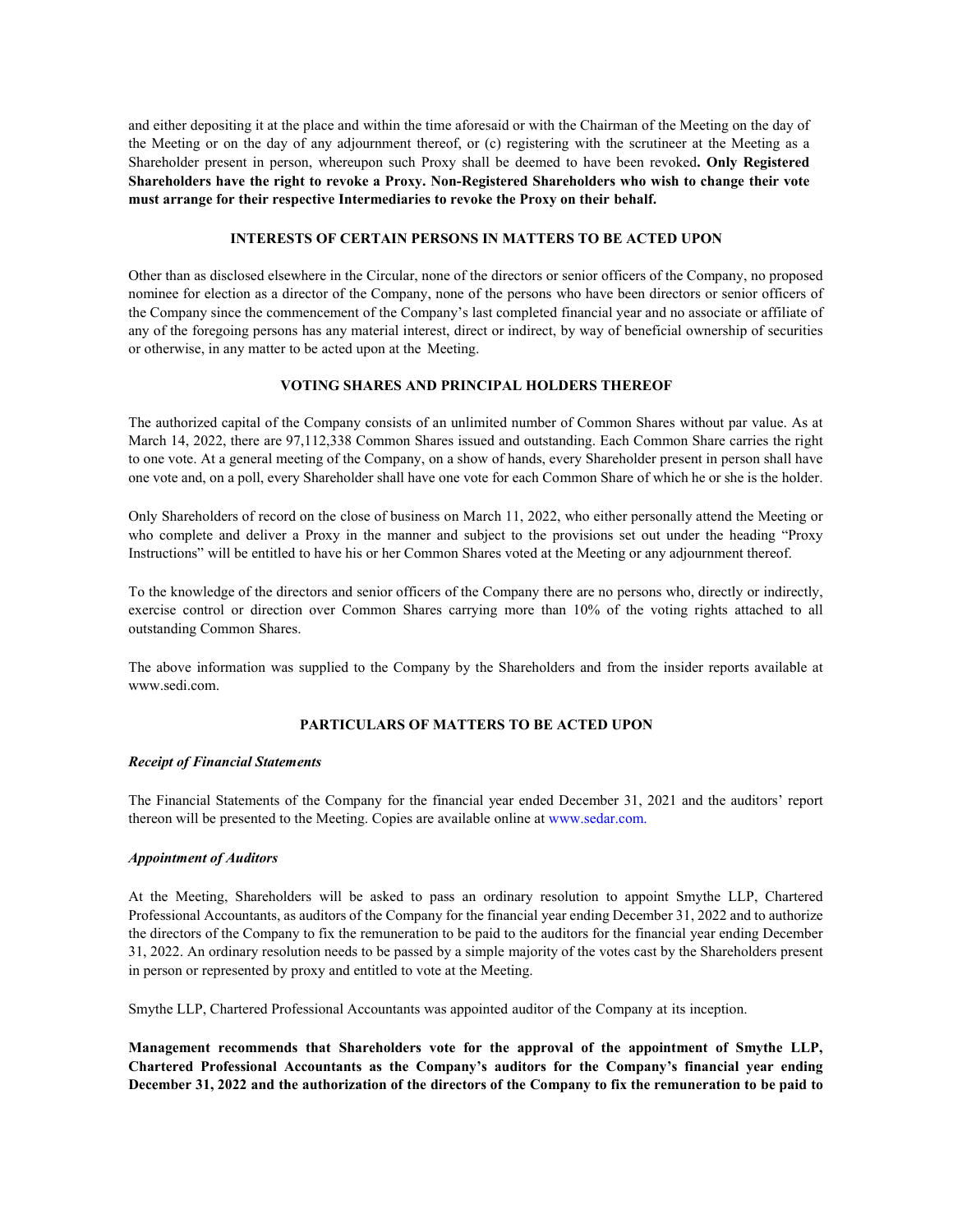and either depositing it at the place and within the time aforesaid or with the Chairman of the Meeting on the day of the Meeting or on the day of any adjournment thereof, or (c) registering with the scrutineer at the Meeting as a Shareholder present in person, whereupon such Proxy shall be deemed to have been revoked**. Only Registered Shareholders have the right to revoke a Proxy. Non-Registered Shareholders who wish to change their vote must arrange for their respective Intermediaries to revoke the Proxy on their behalf.**

## INTERESTS OF CERTAIN PERSONS IN MATTERS TO BE ACTED UPON

Other than as disclosed elsewhere in the Circular, none of the directors or senior officers of the Company, no proposed nominee for election as a director of the Company, none of the persons who have been directors or senior officers of the Company since the commencement of the Company's last completed financial year and no associate or affiliate of any of the foregoing persons has any material interest, direct or indirect, by way of beneficial ownership of securities or otherwise, in any matter to be acted upon at the Meeting.

## VOTING SHARES AND PRINCIPAL HOLDERS THEREOF

The authorized capital of the Company consists of an unlimited number of Common Shares without par value. As at March 14, 2022, there are 97,112,338 Common Shares issued and outstanding. Each Common Share carries the right to one vote. At a general meeting of the Company, on a show of hands, every Shareholder present in person shall have one vote and, on a poll, every Shareholder shall have one vote for each Common Share of which he or she is the holder.

Only Shareholders of record on the close of business on March 11, 2022, who either personally attend the Meeting or who complete and deliver a Proxy in the manner and subject to the provisions set out under the heading "Proxy Instructions" will be entitled to have his or her Common Shares voted at the Meeting or any adjournment thereof.

To the knowledge of the directors and senior officers of the Company there are no persons who, directly or indirectly, exercise control or direction over Common Shares carrying more than 10% of the voting rights attached to all outstanding Common Shares.

The above information was supplied to the Company by the Shareholders and from the insider reports available at www.sedi.com.

## PARTICULARS OF MATTERS TO BE ACTED UPON

### *Receipt of Financial Statements*

The Financial Statements of the Company for the financial year ended December 31, 2021 and the auditors' report thereon will be presented to the Meeting. Copies are available online at www.sedar.com.

### *Appointment of Auditors*

At the Meeting, Shareholders will be asked to pass an ordinary resolution to appoint Smythe LLP, Chartered Professional Accountants, as auditors of the Company for the financial year ending December 31, 2022 and to authorize the directors of the Company to fix the remuneration to be paid to the auditors for the financial year ending December 31, 2022. An ordinary resolution needs to be passed by a simple majority of the votes cast by the Shareholders present in person or represented by proxy and entitled to vote at the Meeting.

Smythe LLP, Chartered Professional Accountants was appointed auditor of the Company at its inception.

**Management recommends that Shareholders vote for the approval of the appointment of Smythe LLP, Chartered Professional Accountants as the Company's auditors for the Company's financial year ending December 31, 2022 and the authorization of the directors of the Company to fix the remuneration to be paid to**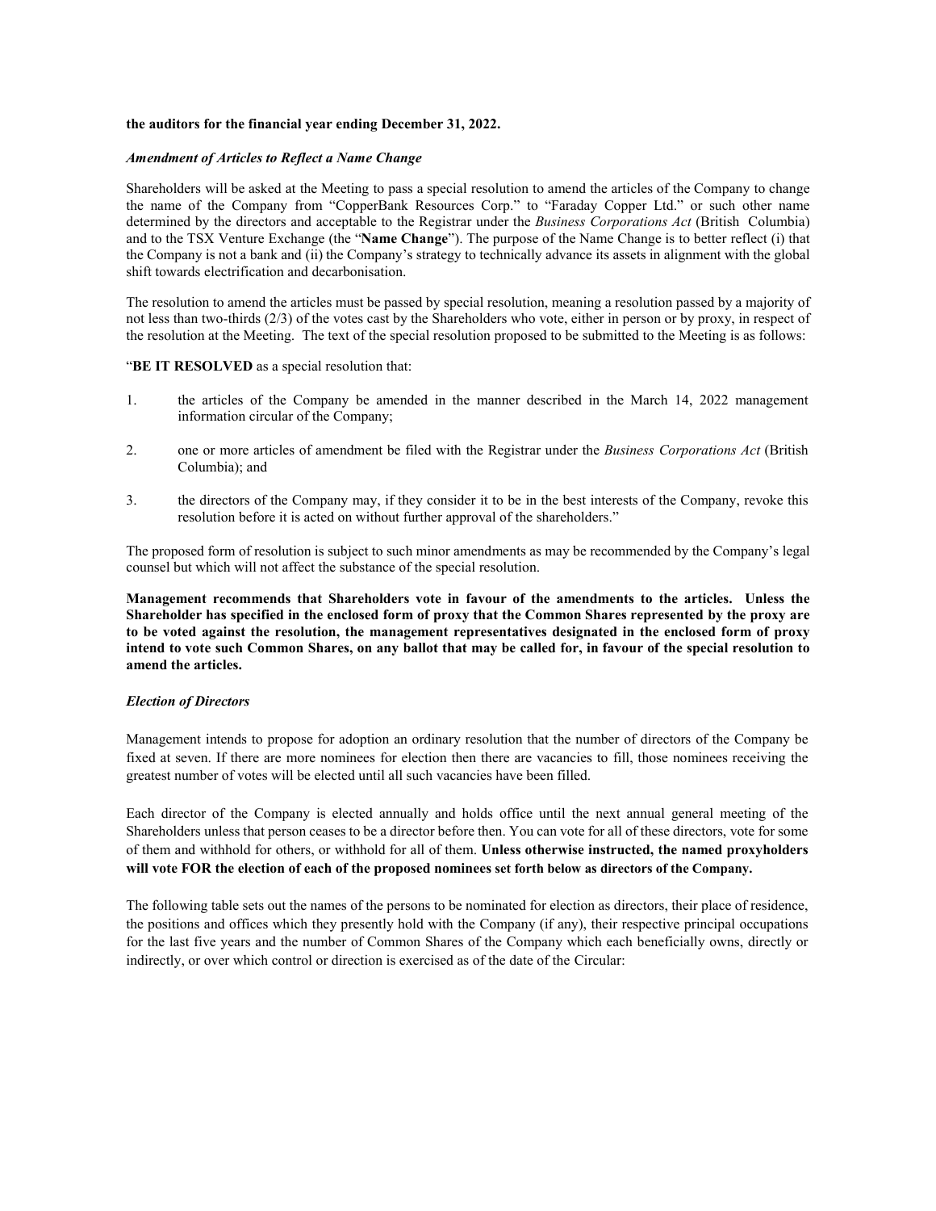**the auditors for the financial year ending December 31, 2022.**

### *Amendment of Articles to Reflect a Name Change*

Shareholders will be asked at the Meeting to pass a special resolution to amend the articles of the Company to change the name of the Company from "CopperBank Resources Corp." to "Faraday Copper Ltd." or such other name determined by the directors and acceptable to the Registrar under the *Business Corporations Act* (British Columbia) and to the TSX Venture Exchange (the "**Name Change**"). The purpose of the Name Change is to better reflect (i) that the Company is not a bank and (ii) the Company's strategy to technically advance its assets in alignment with the global shift towards electrification and decarbonisation.

The resolution to amend the articles must be passed by special resolution, meaning a resolution passed by a majority of not less than two-thirds (2/3) of the votes cast by the Shareholders who vote, either in person or by proxy, in respect of the resolution at the Meeting. The text of the special resolution proposed to be submitted to the Meeting is as follows:

"**BE IT RESOLVED** as a special resolution that:

1. the articles of the Company be amended in the manner described in the March 14, 2022 management information circular of the Company;
2. one or more articles of amendment be filed with the Registrar under the *Business Corporations Act* (British Columbia); and
3. the directors of the Company may, if they consider it to be in the best interests of the Company, revoke this resolution before it is acted on without further approval of the shareholders."

The proposed form of resolution is subject to such minor amendments as may be recommended by the Company's legal counsel but which will not affect the substance of the special resolution.

**Management recommends that Shareholders vote in favour of the amendments to the articles. Unless the Shareholder has specified in the enclosed form of proxy that the Common Shares represented by the proxy are to be voted against the resolution, the management representatives designated in the enclosed form of proxy intend to vote such Common Shares, on any ballot that may be called for, in favour of the special resolution to amend the articles.**

### *Election of Directors*

Management intends to propose for adoption an ordinary resolution that the number of directors of the Company be fixed at seven. If there are more nominees for election then there are vacancies to fill, those nominees receiving the greatest number of votes will be elected until all such vacancies have been filled.

Each director of the Company is elected annually and holds office until the next annual general meeting of the Shareholders unless that person ceases to be a director before then. You can vote for all of these directors, vote for some of them and withhold for others, or withhold for all of them. **Unless otherwise instructed, the named proxyholders will vote FOR the election of each of the proposed nominees set forth below as directors of the Company.**

The following table sets out the names of the persons to be nominated for election as directors, their place of residence, the positions and offices which they presently hold with the Company (if any), their respective principal occupations for the last five years and the number of Common Shares of the Company which each beneficially owns, directly or indirectly, or over which control or direction is exercised as of the date of the Circular: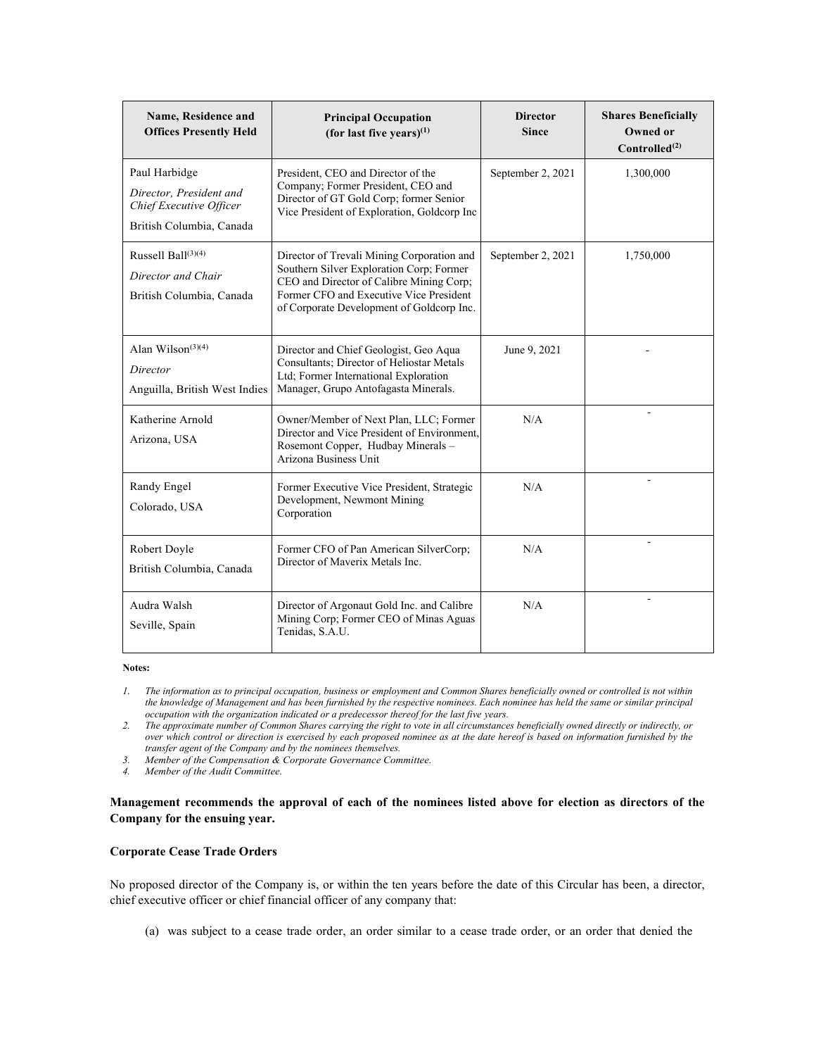| Name, Residence and Offices Presently Held | Principal Occupation (for last five years)[1] | Director Since | Shares Beneficially Owned or Controlled[2] |
|---|---|---|---|
| Paul Harbidge<br>*Director, President and Chief Executive Officer*<br>British Columbia, Canada | President, CEO and Director of the Company; Former President, CEO and Director of GT Gold Corp; former Senior Vice President of Exploration, Goldcorp Inc | September 2, 2021 | 1,300,000 |
| Russell Ball[3][4]<br>*Director and Chair*<br>British Columbia, Canada | Director of Trevali Mining Corporation and Southern Silver Exploration Corp; Former CEO and Director of Calibre Mining Corp; Former CFO and Executive Vice President of Corporate Development of Goldcorp Inc. | September 2, 2021 | 1,750,000 |
| Alan Wilson[3][4]<br>*Director*<br>Anguilla, British West Indies | Director and Chief Geologist, Geo Aqua Consultants; Director of Heliostar Metals Ltd; Former International Exploration Manager, Grupo Antofagasta Minerals. | June 9, 2021 | - |
| Katherine Arnold<br>Arizona, USA | Owner/Member of Next Plan, LLC; Former Director and Vice President of Environment, Rosemont Copper, Hudbay Minerals – Arizona Business Unit | N/A | - |
| Randy Engel<br>Colorado, USA | Former Executive Vice President, Strategic Development, Newmont Mining Corporation | N/A | - |
| Robert Doyle<br>British Columbia, Canada | Former CFO of Pan American SilverCorp; Director of Maverix Metals Inc. | N/A | - |
| Audra Walsh<br>Seville, Spain | Director of Argonaut Gold Inc. and Calibre Mining Corp; Former CEO of Minas Aguas Tenidas, S.A.U. | N/A | - |

**Notes:**

1. *The information as to principal occupation, business or employment and Common Shares beneficially owned or controlled is not within the knowledge of Management and has been furnished by the respective nominees. Each nominee has held the same or similar principal occupation with the organization indicated or a predecessor thereof for the last five years.*
2. *The approximate number of Common Shares carrying the right to vote in all circumstances beneficially owned directly or indirectly, or over which control or direction is exercised by each proposed nominee as at the date hereof is based on information furnished by the transfer agent of the Company and by the nominees themselves.*
3. *Member of the Compensation & Corporate Governance Committee.*
4. *Member of the Audit Committee.*

**Management recommends the approval of each of the nominees listed above for election as directors of the Company for the ensuing year.**

**Corporate Cease Trade Orders**

No proposed director of the Company is, or within the ten years before the date of this Circular has been, a director, chief executive officer or chief financial officer of any company that:

(a) was subject to a cease trade order, an order similar to a cease trade order, or an order that denied the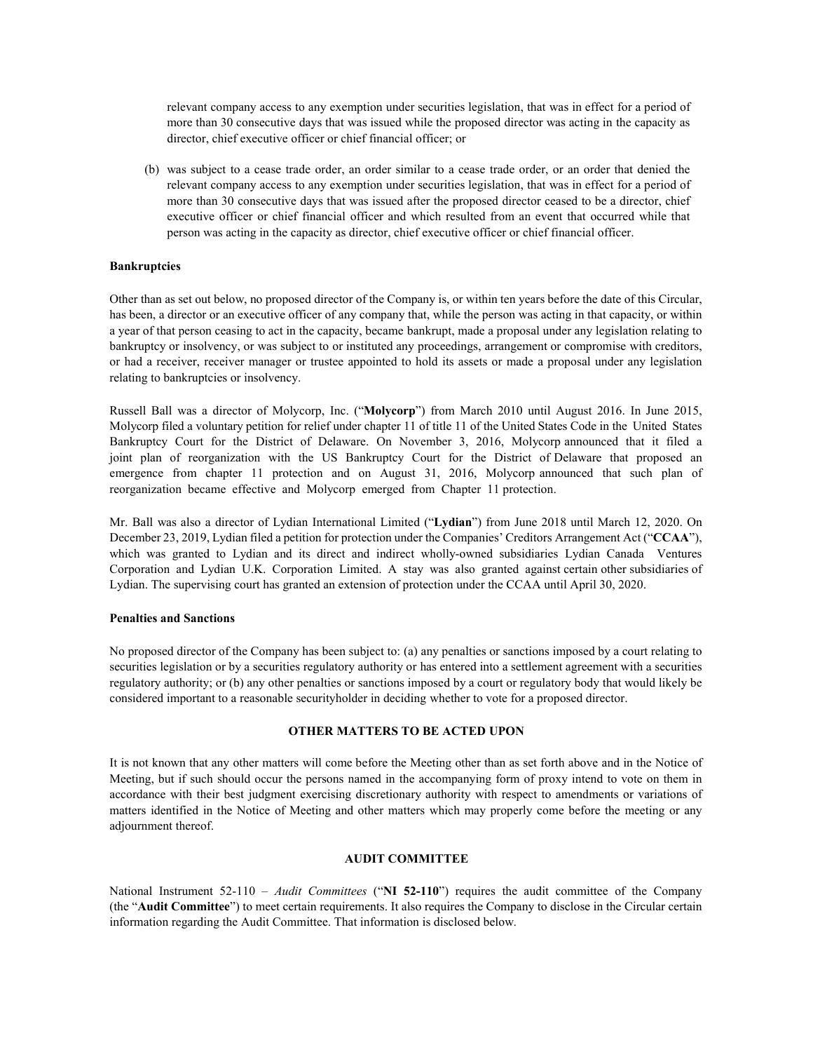relevant company access to any exemption under securities legislation, that was in effect for a period of more than 30 consecutive days that was issued while the proposed director was acting in the capacity as director, chief executive officer or chief financial officer; or

(b) was subject to a cease trade order, an order similar to a cease trade order, or an order that denied the relevant company access to any exemption under securities legislation, that was in effect for a period of more than 30 consecutive days that was issued after the proposed director ceased to be a director, chief executive officer or chief financial officer and which resulted from an event that occurred while that person was acting in the capacity as director, chief executive officer or chief financial officer.

**Bankruptcies**

Other than as set out below, no proposed director of the Company is, or within ten years before the date of this Circular, has been, a director or an executive officer of any company that, while the person was acting in that capacity, or within a year of that person ceasing to act in the capacity, became bankrupt, made a proposal under any legislation relating to bankruptcy or insolvency, or was subject to or instituted any proceedings, arrangement or compromise with creditors, or had a receiver, receiver manager or trustee appointed to hold its assets or made a proposal under any legislation relating to bankruptcies or insolvency.

Russell Ball was a director of Molycorp, Inc. ("**Molycorp**") from March 2010 until August 2016. In June 2015, Molycorp filed a voluntary petition for relief under chapter 11 of title 11 of the United States Code in the United States Bankruptcy Court for the District of Delaware. On November 3, 2016, Molycorp announced that it filed a joint plan of reorganization with the US Bankruptcy Court for the District of Delaware that proposed an emergence from chapter 11 protection and on August 31, 2016, Molycorp announced that such plan of reorganization became effective and Molycorp emerged from Chapter 11 protection.

Mr. Ball was also a director of Lydian International Limited ("**Lydian**") from June 2018 until March 12, 2020. On December 23, 2019, Lydian filed a petition for protection under the Companies' Creditors Arrangement Act ("**CCAA**"), which was granted to Lydian and its direct and indirect wholly-owned subsidiaries Lydian Canada Ventures Corporation and Lydian U.K. Corporation Limited. A stay was also granted against certain other subsidiaries of Lydian. The supervising court has granted an extension of protection under the CCAA until April 30, 2020.

**Penalties and Sanctions**

No proposed director of the Company has been subject to: (a) any penalties or sanctions imposed by a court relating to securities legislation or by a securities regulatory authority or has entered into a settlement agreement with a securities regulatory authority; or (b) any other penalties or sanctions imposed by a court or regulatory body that would likely be considered important to a reasonable securityholder in deciding whether to vote for a proposed director.

## OTHER MATTERS TO BE ACTED UPON

It is not known that any other matters will come before the Meeting other than as set forth above and in the Notice of Meeting, but if such should occur the persons named in the accompanying form of proxy intend to vote on them in accordance with their best judgment exercising discretionary authority with respect to amendments or variations of matters identified in the Notice of Meeting and other matters which may properly come before the meeting or any adjournment thereof.

## AUDIT COMMITTEE

National Instrument 52-110 – *Audit Committees* ("**NI 52-110**") requires the audit committee of the Company (the "**Audit Committee**") to meet certain requirements. It also requires the Company to disclose in the Circular certain information regarding the Audit Committee. That information is disclosed below.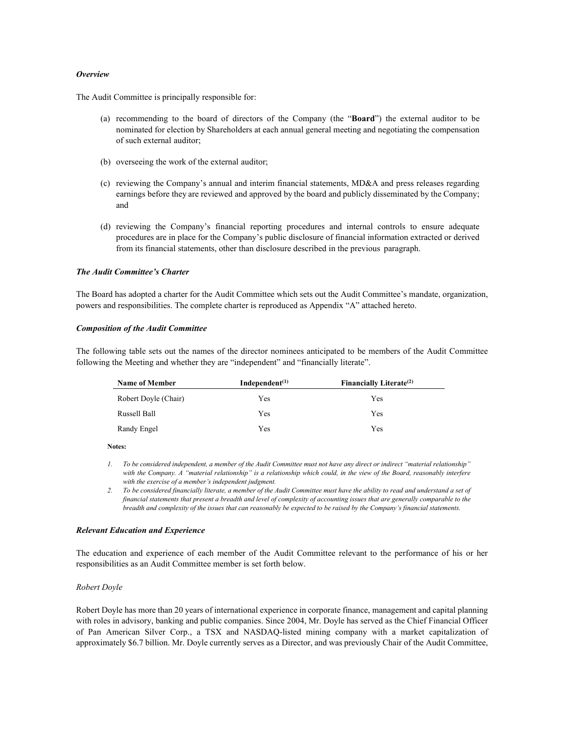***Overview***

The Audit Committee is principally responsible for:

(a) recommending to the board of directors of the Company (the "**Board**") the external auditor to be nominated for election by Shareholders at each annual general meeting and negotiating the compensation of such external auditor;

(b) overseeing the work of the external auditor;

(c) reviewing the Company's annual and interim financial statements, MD&A and press releases regarding earnings before they are reviewed and approved by the board and publicly disseminated by the Company; and

(d) reviewing the Company's financial reporting procedures and internal controls to ensure adequate procedures are in place for the Company's public disclosure of financial information extracted or derived from its financial statements, other than disclosure described in the previous paragraph.

***The Audit Committee's Charter***

The Board has adopted a charter for the Audit Committee which sets out the Audit Committee's mandate, organization, powers and responsibilities. The complete charter is reproduced as Appendix "A" attached hereto.

***Composition of the Audit Committee***

The following table sets out the names of the director nominees anticipated to be members of the Audit Committee following the Meeting and whether they are "independent" and "financially literate".

| Name of Member | Independent[(1)] | Financially Literate[(2)] |
|---|---|---|
| Robert Doyle (Chair) | Yes | Yes |
| Russell Ball | Yes | Yes |
| Randy Engel | Yes | Yes |

**Notes:**

1. *To be considered independent, a member of the Audit Committee must not have any direct or indirect "material relationship" with the Company. A "material relationship" is a relationship which could, in the view of the Board, reasonably interfere with the exercise of a member's independent judgment.*
2. *To be considered financially literate, a member of the Audit Committee must have the ability to read and understand a set of financial statements that present a breadth and level of complexity of accounting issues that are generally comparable to the breadth and complexity of the issues that can reasonably be expected to be raised by the Company's financial statements.*

***Relevant Education and Experience***

The education and experience of each member of the Audit Committee relevant to the performance of his or her responsibilities as an Audit Committee member is set forth below.

*Robert Doyle*

Robert Doyle has more than 20 years of international experience in corporate finance, management and capital planning with roles in advisory, banking and public companies. Since 2004, Mr. Doyle has served as the Chief Financial Officer of Pan American Silver Corp., a TSX and NASDAQ-listed mining company with a market capitalization of approximately $6.7 billion. Mr. Doyle currently serves as a Director, and was previously Chair of the Audit Committee,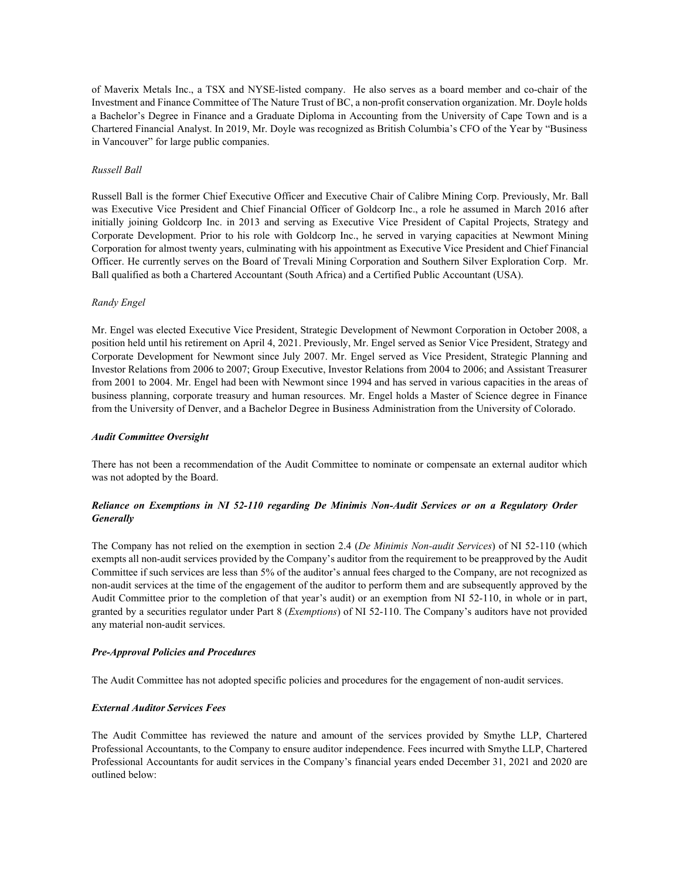of Maverix Metals Inc., a TSX and NYSE-listed company. He also serves as a board member and co-chair of the Investment and Finance Committee of The Nature Trust of BC, a non-profit conservation organization. Mr. Doyle holds a Bachelor's Degree in Finance and a Graduate Diploma in Accounting from the University of Cape Town and is a Chartered Financial Analyst. In 2019, Mr. Doyle was recognized as British Columbia's CFO of the Year by "Business in Vancouver" for large public companies.

*Russell Ball*

Russell Ball is the former Chief Executive Officer and Executive Chair of Calibre Mining Corp. Previously, Mr. Ball was Executive Vice President and Chief Financial Officer of Goldcorp Inc., a role he assumed in March 2016 after initially joining Goldcorp Inc. in 2013 and serving as Executive Vice President of Capital Projects, Strategy and Corporate Development. Prior to his role with Goldcorp Inc., he served in varying capacities at Newmont Mining Corporation for almost twenty years, culminating with his appointment as Executive Vice President and Chief Financial Officer. He currently serves on the Board of Trevali Mining Corporation and Southern Silver Exploration Corp. Mr. Ball qualified as both a Chartered Accountant (South Africa) and a Certified Public Accountant (USA).

*Randy Engel*

Mr. Engel was elected Executive Vice President, Strategic Development of Newmont Corporation in October 2008, a position held until his retirement on April 4, 2021. Previously, Mr. Engel served as Senior Vice President, Strategy and Corporate Development for Newmont since July 2007. Mr. Engel served as Vice President, Strategic Planning and Investor Relations from 2006 to 2007; Group Executive, Investor Relations from 2004 to 2006; and Assistant Treasurer from 2001 to 2004. Mr. Engel had been with Newmont since 1994 and has served in various capacities in the areas of business planning, corporate treasury and human resources. Mr. Engel holds a Master of Science degree in Finance from the University of Denver, and a Bachelor Degree in Business Administration from the University of Colorado.

***Audit Committee Oversight***

There has not been a recommendation of the Audit Committee to nominate or compensate an external auditor which was not adopted by the Board.

***Reliance on Exemptions in NI 52-110 regarding De Minimis Non-Audit Services or on a Regulatory Order Generally***

The Company has not relied on the exemption in section 2.4 (*De Minimis Non-audit Services*) of NI 52-110 (which exempts all non-audit services provided by the Company's auditor from the requirement to be preapproved by the Audit Committee if such services are less than 5% of the auditor's annual fees charged to the Company, are not recognized as non-audit services at the time of the engagement of the auditor to perform them and are subsequently approved by the Audit Committee prior to the completion of that year's audit) or an exemption from NI 52-110, in whole or in part, granted by a securities regulator under Part 8 (*Exemptions*) of NI 52-110. The Company's auditors have not provided any material non-audit services.

***Pre-Approval Policies and Procedures***

The Audit Committee has not adopted specific policies and procedures for the engagement of non-audit services.

***External Auditor Services Fees***

The Audit Committee has reviewed the nature and amount of the services provided by Smythe LLP, Chartered Professional Accountants, to the Company to ensure auditor independence. Fees incurred with Smythe LLP, Chartered Professional Accountants for audit services in the Company's financial years ended December 31, 2021 and 2020 are outlined below: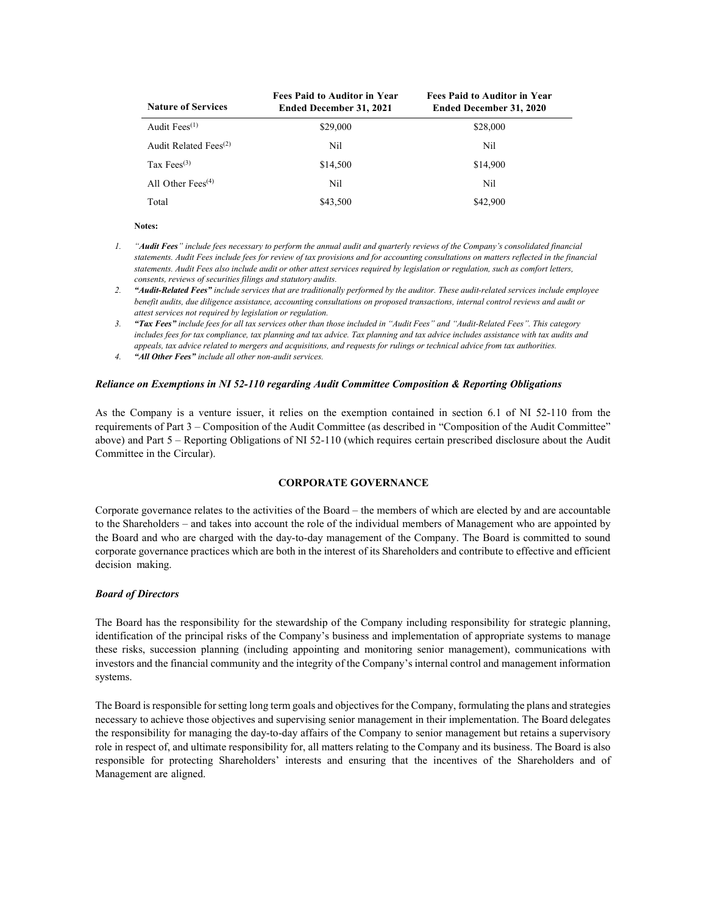| Nature of Services | Fees Paid to Auditor in Year Ended December 31, 2021 | Fees Paid to Auditor in Year Ended December 31, 2020 |
|---|---|---|
| Audit Fees[(1)] | $29,000 | $28,000 |
| Audit Related Fees[(2)] | Nil | Nil |
| Tax Fees[(3)] | $14,500 | $14,900 |
| All Other Fees[(4)] | Nil | Nil |
| Total | $43,500 | $42,900 |

**Notes:**

1. *"**Audit Fees**" include fees necessary to perform the annual audit and quarterly reviews of the Company's consolidated financial statements. Audit Fees include fees for review of tax provisions and for accounting consultations on matters reflected in the financial statements. Audit Fees also include audit or other attest services required by legislation or regulation, such as comfort letters, consents, reviews of securities filings and statutory audits.*
2. ***"Audit-Related Fees"** include services that are traditionally performed by the auditor. These audit-related services include employee benefit audits, due diligence assistance, accounting consultations on proposed transactions, internal control reviews and audit or attest services not required by legislation or regulation.*
3. ***"Tax Fees"** include fees for all tax services other than those included in "Audit Fees" and "Audit-Related Fees". This category includes fees for tax compliance, tax planning and tax advice. Tax planning and tax advice includes assistance with tax audits and appeals, tax advice related to mergers and acquisitions, and requests for rulings or technical advice from tax authorities.*
4. ***"All Other Fees"** include all other non-audit services.*

***Reliance on Exemptions in NI 52-110 regarding Audit Committee Composition & Reporting Obligations***

As the Company is a venture issuer, it relies on the exemption contained in section 6.1 of NI 52-110 from the requirements of Part 3 – Composition of the Audit Committee (as described in "Composition of the Audit Committee" above) and Part 5 – Reporting Obligations of NI 52-110 (which requires certain prescribed disclosure about the Audit Committee in the Circular).

## CORPORATE GOVERNANCE

Corporate governance relates to the activities of the Board – the members of which are elected by and are accountable to the Shareholders – and takes into account the role of the individual members of Management who are appointed by the Board and who are charged with the day-to-day management of the Company. The Board is committed to sound corporate governance practices which are both in the interest of its Shareholders and contribute to effective and efficient decision making.

***Board of Directors***

The Board has the responsibility for the stewardship of the Company including responsibility for strategic planning, identification of the principal risks of the Company's business and implementation of appropriate systems to manage these risks, succession planning (including appointing and monitoring senior management), communications with investors and the financial community and the integrity of the Company's internal control and management information systems.

The Board is responsible for setting long term goals and objectives for the Company, formulating the plans and strategies necessary to achieve those objectives and supervising senior management in their implementation. The Board delegates the responsibility for managing the day-to-day affairs of the Company to senior management but retains a supervisory role in respect of, and ultimate responsibility for, all matters relating to the Company and its business. The Board is also responsible for protecting Shareholders' interests and ensuring that the incentives of the Shareholders and of Management are aligned.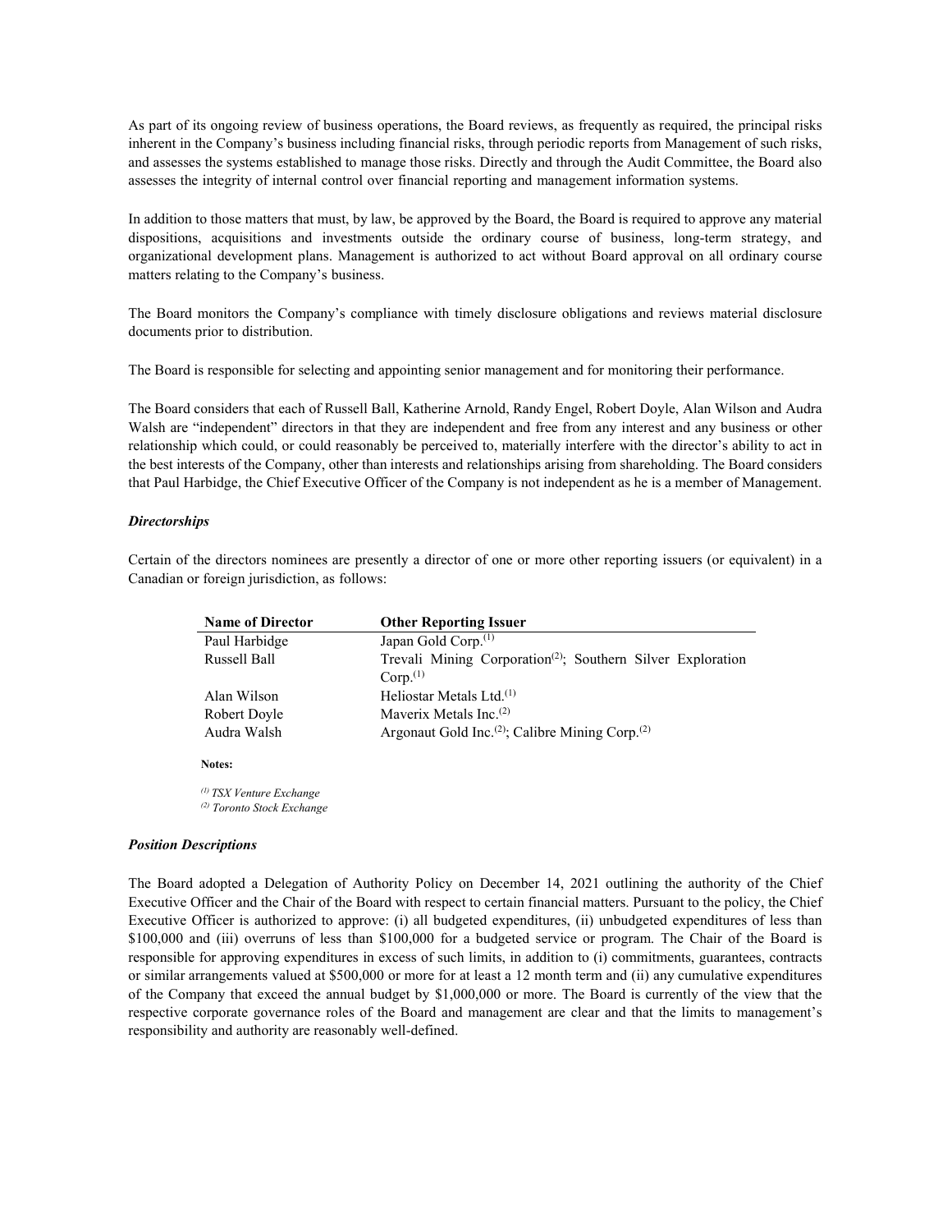As part of its ongoing review of business operations, the Board reviews, as frequently as required, the principal risks inherent in the Company's business including financial risks, through periodic reports from Management of such risks, and assesses the systems established to manage those risks. Directly and through the Audit Committee, the Board also assesses the integrity of internal control over financial reporting and management information systems.

In addition to those matters that must, by law, be approved by the Board, the Board is required to approve any material dispositions, acquisitions and investments outside the ordinary course of business, long-term strategy, and organizational development plans. Management is authorized to act without Board approval on all ordinary course matters relating to the Company's business.

The Board monitors the Company's compliance with timely disclosure obligations and reviews material disclosure documents prior to distribution.

The Board is responsible for selecting and appointing senior management and for monitoring their performance.

The Board considers that each of Russell Ball, Katherine Arnold, Randy Engel, Robert Doyle, Alan Wilson and Audra Walsh are "independent" directors in that they are independent and free from any interest and any business or other relationship which could, or could reasonably be perceived to, materially interfere with the director's ability to act in the best interests of the Company, other than interests and relationships arising from shareholding. The Board considers that Paul Harbidge, the Chief Executive Officer of the Company is not independent as he is a member of Management.

### *Directorships*

Certain of the directors nominees are presently a director of one or more other reporting issuers (or equivalent) in a Canadian or foreign jurisdiction, as follows:

| Name of Director | Other Reporting Issuer |
|---|---|
| Paul Harbidge | Japan Gold Corp.(1) |
| Russell Ball | Trevali Mining Corporation(2); Southern Silver Exploration Corp.(1) |
| Alan Wilson | Heliostar Metals Ltd.(1) |
| Robert Doyle | Maverix Metals Inc.(2) |
| Audra Walsh | Argonaut Gold Inc.(2); Calibre Mining Corp.(2) |

**Notes:**

*(1) TSX Venture Exchange*
*(2) Toronto Stock Exchange*

### *Position Descriptions*

The Board adopted a Delegation of Authority Policy on December 14, 2021 outlining the authority of the Chief Executive Officer and the Chair of the Board with respect to certain financial matters. Pursuant to the policy, the Chief Executive Officer is authorized to approve: (i) all budgeted expenditures, (ii) unbudgeted expenditures of less than \$100,000 and (iii) overruns of less than \$100,000 for a budgeted service or program. The Chair of the Board is responsible for approving expenditures in excess of such limits, in addition to (i) commitments, guarantees, contracts or similar arrangements valued at \$500,000 or more for at least a 12 month term and (ii) any cumulative expenditures of the Company that exceed the annual budget by \$1,000,000 or more. The Board is currently of the view that the respective corporate governance roles of the Board and management are clear and that the limits to management's responsibility and authority are reasonably well-defined.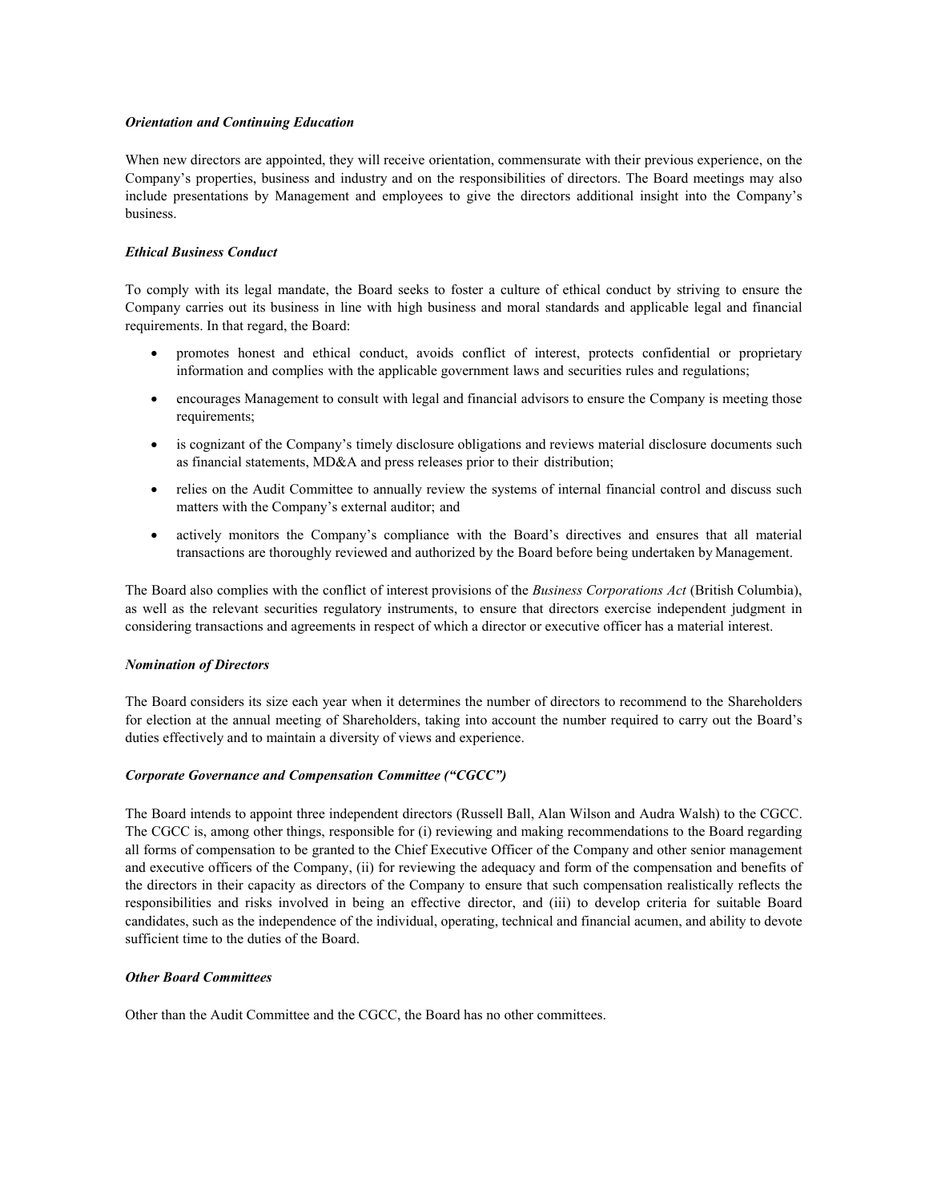***Orientation and Continuing Education***

When new directors are appointed, they will receive orientation, commensurate with their previous experience, on the Company's properties, business and industry and on the responsibilities of directors. The Board meetings may also include presentations by Management and employees to give the directors additional insight into the Company's business.

***Ethical Business Conduct***

To comply with its legal mandate, the Board seeks to foster a culture of ethical conduct by striving to ensure the Company carries out its business in line with high business and moral standards and applicable legal and financial requirements. In that regard, the Board:

- promotes honest and ethical conduct, avoids conflict of interest, protects confidential or proprietary information and complies with the applicable government laws and securities rules and regulations;
- encourages Management to consult with legal and financial advisors to ensure the Company is meeting those requirements;
- is cognizant of the Company's timely disclosure obligations and reviews material disclosure documents such as financial statements, MD&A and press releases prior to their distribution;
- relies on the Audit Committee to annually review the systems of internal financial control and discuss such matters with the Company's external auditor; and
- actively monitors the Company's compliance with the Board's directives and ensures that all material transactions are thoroughly reviewed and authorized by the Board before being undertaken by Management.

The Board also complies with the conflict of interest provisions of the *Business Corporations Act* (British Columbia), as well as the relevant securities regulatory instruments, to ensure that directors exercise independent judgment in considering transactions and agreements in respect of which a director or executive officer has a material interest.

***Nomination of Directors***

The Board considers its size each year when it determines the number of directors to recommend to the Shareholders for election at the annual meeting of Shareholders, taking into account the number required to carry out the Board's duties effectively and to maintain a diversity of views and experience.

***Corporate Governance and Compensation Committee ("CGCC")***

The Board intends to appoint three independent directors (Russell Ball, Alan Wilson and Audra Walsh) to the CGCC. The CGCC is, among other things, responsible for (i) reviewing and making recommendations to the Board regarding all forms of compensation to be granted to the Chief Executive Officer of the Company and other senior management and executive officers of the Company, (ii) for reviewing the adequacy and form of the compensation and benefits of the directors in their capacity as directors of the Company to ensure that such compensation realistically reflects the responsibilities and risks involved in being an effective director, and (iii) to develop criteria for suitable Board candidates, such as the independence of the individual, operating, technical and financial acumen, and ability to devote sufficient time to the duties of the Board.

***Other Board Committees***

Other than the Audit Committee and the CGCC, the Board has no other committees.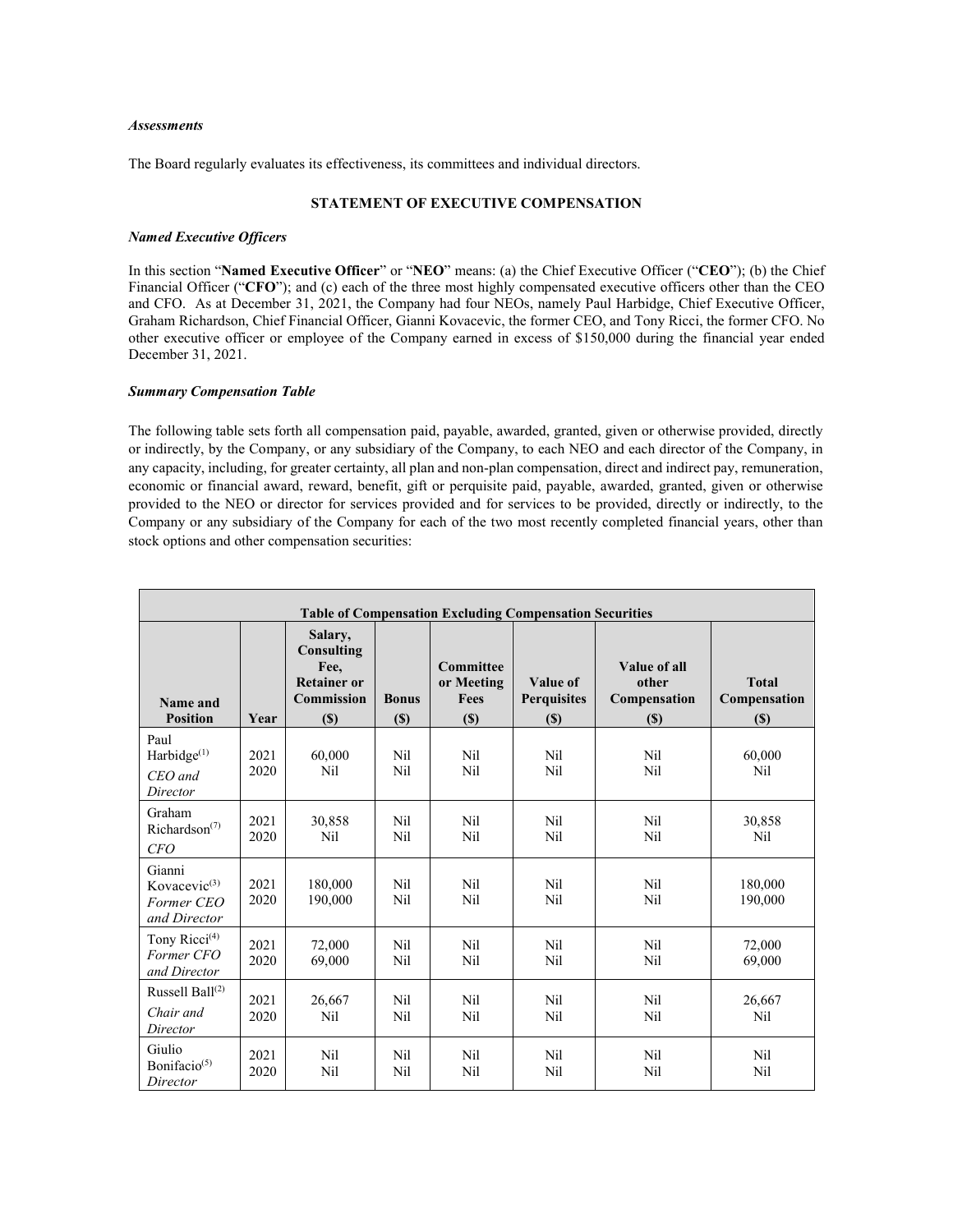***Assessments***

The Board regularly evaluates its effectiveness, its committees and individual directors.

**STATEMENT OF EXECUTIVE COMPENSATION**

***Named Executive Officers***

In this section "**Named Executive Officer**" or "**NEO**" means: (a) the Chief Executive Officer ("**CEO**"); (b) the Chief Financial Officer ("**CFO**"); and (c) each of the three most highly compensated executive officers other than the CEO and CFO. As at December 31, 2021, the Company had four NEOs, namely Paul Harbidge, Chief Executive Officer, Graham Richardson, Chief Financial Officer, Gianni Kovacevic, the former CEO, and Tony Ricci, the former CFO. No other executive officer or employee of the Company earned in excess of $150,000 during the financial year ended December 31, 2021.

***Summary Compensation Table***

The following table sets forth all compensation paid, payable, awarded, granted, given or otherwise provided, directly or indirectly, by the Company, or any subsidiary of the Company, to each NEO and each director of the Company, in any capacity, including, for greater certainty, all plan and non-plan compensation, direct and indirect pay, remuneration, economic or financial award, reward, benefit, gift or perquisite paid, payable, awarded, granted, given or otherwise provided to the NEO or director for services provided and for services to be provided, directly or indirectly, to the Company or any subsidiary of the Company for each of the two most recently completed financial years, other than stock options and other compensation securities:

| **Table of Compensation Excluding Compensation Securities** | | | | | | | |
|---|---|---|---|---|---|---|---|
| **Name and Position** | **Year** | **Salary, Consulting Fee, Retainer or Commission ($)** | **Bonus ($)** | **Committee or Meeting Fees ($)** | **Value of Perquisites ($)** | **Value of all other Compensation ($)** | **Total Compensation ($)** |
| Paul Harbidge[(1)] *CEO and Director* | 2021<br>2020 | 60,000<br>Nil | Nil<br>Nil | Nil<br>Nil | Nil<br>Nil | Nil<br>Nil | 60,000<br>Nil |
| Graham Richardson[(7)] *CFO* | 2021<br>2020 | 30,858<br>Nil | Nil<br>Nil | Nil<br>Nil | Nil<br>Nil | Nil<br>Nil | 30,858<br>Nil |
| Gianni Kovacevic[(3)] *Former CEO and Director* | 2021<br>2020 | 180,000<br>190,000 | Nil<br>Nil | Nil<br>Nil | Nil<br>Nil | Nil<br>Nil | 180,000<br>190,000 |
| Tony Ricci[(4)] *Former CFO and Director* | 2021<br>2020 | 72,000<br>69,000 | Nil<br>Nil | Nil<br>Nil | Nil<br>Nil | Nil<br>Nil | 72,000<br>69,000 |
| Russell Ball[(2)] *Chair and Director* | 2021<br>2020 | 26,667<br>Nil | Nil<br>Nil | Nil<br>Nil | Nil<br>Nil | Nil<br>Nil | 26,667<br>Nil |
| Giulio Bonifacio[(5)] *Director* | 2021<br>2020 | Nil<br>Nil | Nil<br>Nil | Nil<br>Nil | Nil<br>Nil | Nil<br>Nil | Nil<br>Nil |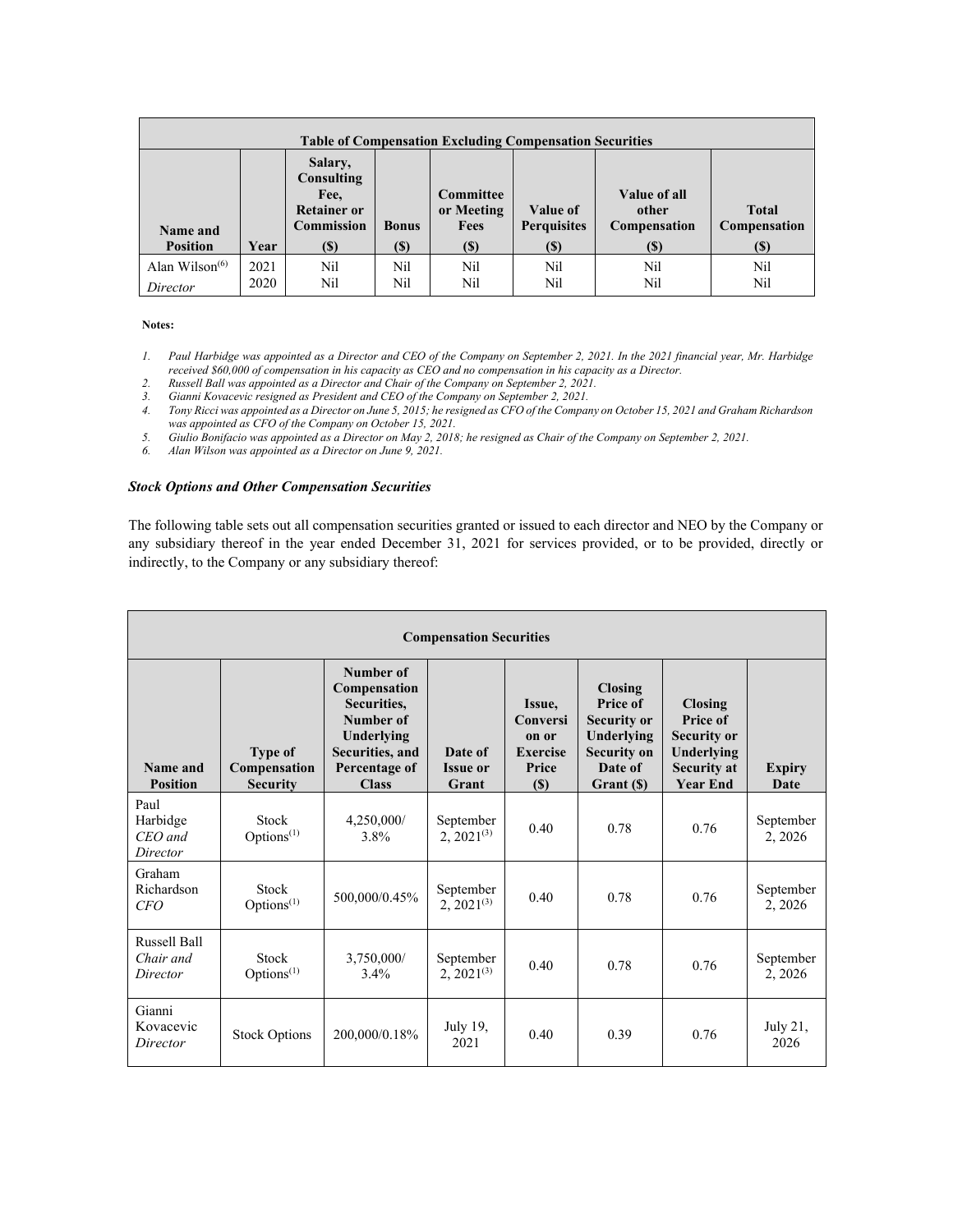| Table of Compensation Excluding Compensation Securities | | | | | | | |
|---|---|---|---|---|---|---|---|
| Name and Position | Year | Salary, Consulting Fee, Retainer or Commission ($) | Bonus ($) | Committee or Meeting Fees ($) | Value of Perquisites ($) | Value of all other Compensation ($) | Total Compensation ($) |
| Alan Wilson[(6)] *Director* | 2021 2020 | Nil Nil | Nil Nil | Nil Nil | Nil Nil | Nil Nil | Nil Nil |

**Notes:**

1. *Paul Harbidge was appointed as a Director and CEO of the Company on September 2, 2021. In the 2021 financial year, Mr. Harbidge received $60,000 of compensation in his capacity as CEO and no compensation in his capacity as a Director.*
2. *Russell Ball was appointed as a Director and Chair of the Company on September 2, 2021.*
3. *Gianni Kovacevic resigned as President and CEO of the Company on September 2, 2021.*
4. *Tony Ricci was appointed as a Director on June 5, 2015; he resigned as CFO of the Company on October 15, 2021 and Graham Richardson was appointed as CFO of the Company on October 15, 2021.*
5. *Giulio Bonifacio was appointed as a Director on May 2, 2018; he resigned as Chair of the Company on September 2, 2021.*
6. *Alan Wilson was appointed as a Director on June 9, 2021.*

***Stock Options and Other Compensation Securities***

The following table sets out all compensation securities granted or issued to each director and NEO by the Company or any subsidiary thereof in the year ended December 31, 2021 for services provided, or to be provided, directly or indirectly, to the Company or any subsidiary thereof:

| Compensation Securities | | | | | | | |
|---|---|---|---|---|---|---|---|
| Name and Position | Type of Compensation Security | Number of Compensation Securities, Number of Underlying Securities, and Percentage of Class | Date of Issue or Grant | Issue, Conversion or Exercise Price ($) | Closing Price of Security or Underlying Security on Date of Grant ($) | Closing Price of Security or Underlying Security at Year End | Expiry Date |
| Paul Harbidge *CEO and Director* | Stock Options[(1)] | 4,250,000/ 3.8% | September 2, 2021[(3)] | 0.40 | 0.78 | 0.76 | September 2, 2026 |
| Graham Richardson *CFO* | Stock Options[(1)] | 500,000/0.45% | September 2, 2021[(3)] | 0.40 | 0.78 | 0.76 | September 2, 2026 |
| Russell Ball *Chair and Director* | Stock Options[(1)] | 3,750,000/ 3.4% | September 2, 2021[(3)] | 0.40 | 0.78 | 0.76 | September 2, 2026 |
| Gianni Kovacevic *Director* | Stock Options | 200,000/0.18% | July 19, 2021 | 0.40 | 0.39 | 0.76 | July 21, 2026 |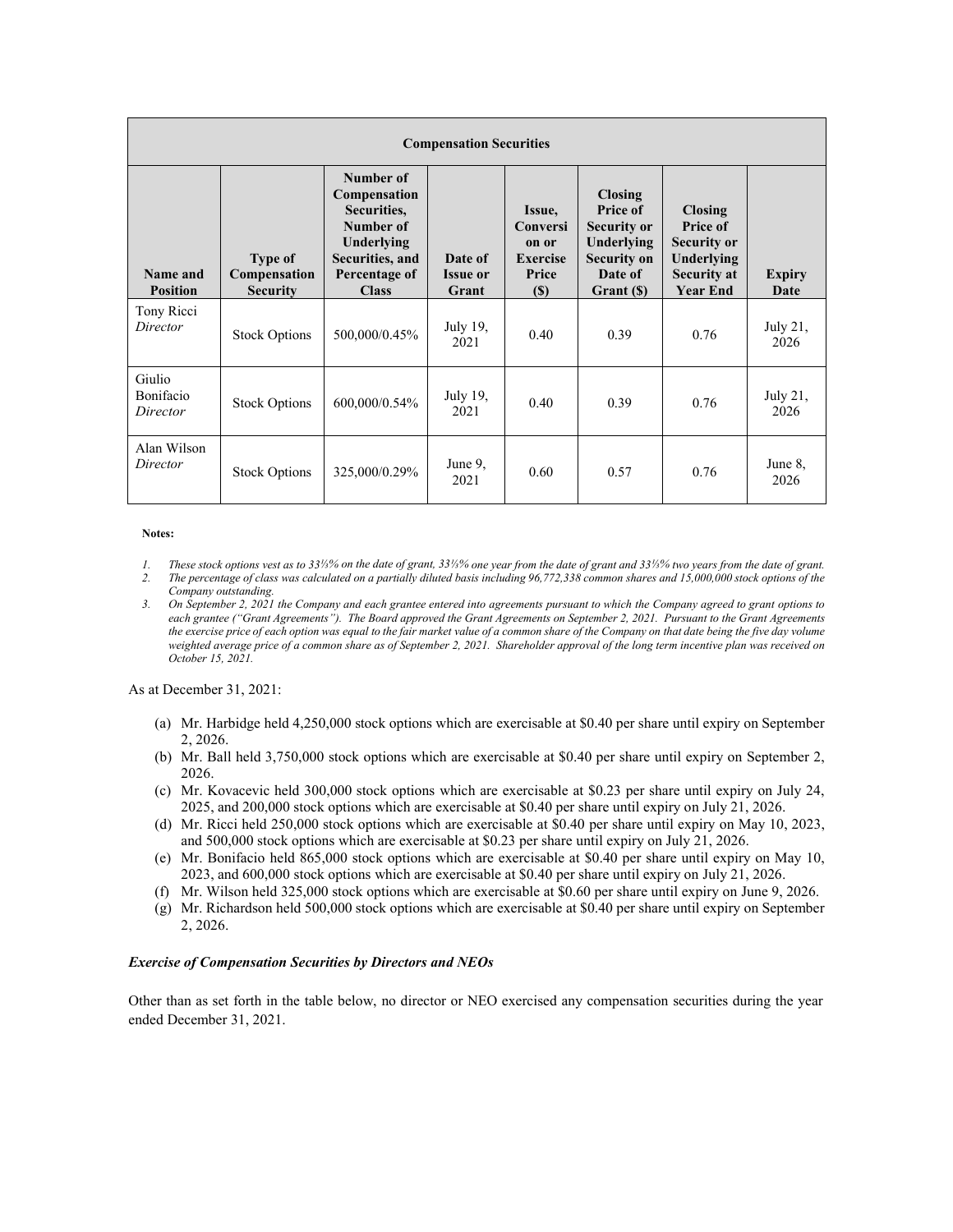| **Compensation Securities** | | | | | | | |
|---|---|---|---|---|---|---|---|
| **Name and Position** | **Type of Compensation Security** | **Number of Compensation Securities, Number of Underlying Securities, and Percentage of Class** | **Date of Issue or Grant** | **Issue, Conversion or Exercise Price ($)** | **Closing Price of Security or Underlying Security on Date of Grant ($)** | **Closing Price of Security or Underlying Security at Year End** | **Expiry Date** |
| Tony Ricci *Director* | Stock Options | 500,000/0.45% | July 19, 2021 | 0.40 | 0.39 | 0.76 | July 21, 2026 |
| Giulio Bonifacio *Director* | Stock Options | 600,000/0.54% | July 19, 2021 | 0.40 | 0.39 | 0.76 | July 21, 2026 |
| Alan Wilson *Director* | Stock Options | 325,000/0.29% | June 9, 2021 | 0.60 | 0.57 | 0.76 | June 8, 2026 |

**Notes:**

1. *These stock options vest as to 33⅓% on the date of grant, 33⅓% one year from the date of grant and 33⅓% two years from the date of grant.*
2. *The percentage of class was calculated on a partially diluted basis including 96,772,338 common shares and 15,000,000 stock options of the Company outstanding.*
3. *On September 2, 2021 the Company and each grantee entered into agreements pursuant to which the Company agreed to grant options to each grantee ("Grant Agreements"). The Board approved the Grant Agreements on September 2, 2021. Pursuant to the Grant Agreements the exercise price of each option was equal to the fair market value of a common share of the Company on that date being the five day volume weighted average price of a common share as of September 2, 2021. Shareholder approval of the long term incentive plan was received on October 15, 2021.*

As at December 31, 2021:

(a) Mr. Harbidge held 4,250,000 stock options which are exercisable at $0.40 per share until expiry on September 2, 2026.
(b) Mr. Ball held 3,750,000 stock options which are exercisable at $0.40 per share until expiry on September 2, 2026.
(c) Mr. Kovacevic held 300,000 stock options which are exercisable at $0.23 per share until expiry on July 24, 2025, and 200,000 stock options which are exercisable at $0.40 per share until expiry on July 21, 2026.
(d) Mr. Ricci held 250,000 stock options which are exercisable at $0.40 per share until expiry on May 10, 2023, and 500,000 stock options which are exercisable at $0.23 per share until expiry on July 21, 2026.
(e) Mr. Bonifacio held 865,000 stock options which are exercisable at $0.40 per share until expiry on May 10, 2023, and 600,000 stock options which are exercisable at $0.40 per share until expiry on July 21, 2026.
(f) Mr. Wilson held 325,000 stock options which are exercisable at $0.60 per share until expiry on June 9, 2026.
(g) Mr. Richardson held 500,000 stock options which are exercisable at $0.40 per share until expiry on September 2, 2026.

### *Exercise of Compensation Securities by Directors and NEOs*

Other than as set forth in the table below, no director or NEO exercised any compensation securities during the year ended December 31, 2021.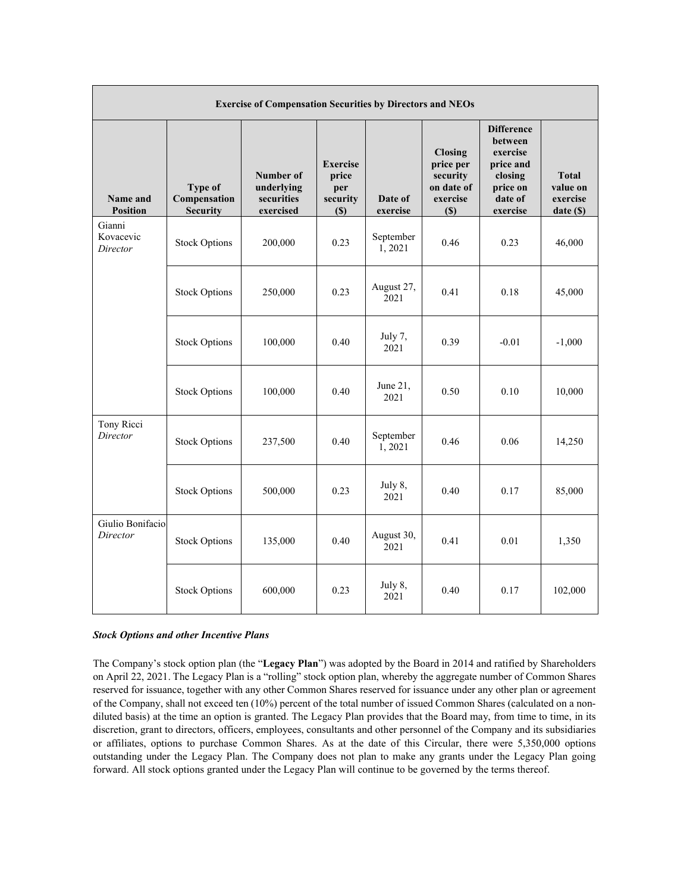| Exercise of Compensation Securities by Directors and NEOs | | | | | | | |
|---|---|---|---|---|---|---|---|
| **Name and Position** | **Type of Compensation Security** | **Number of underlying securities exercised** | **Exercise price per security ($)** | **Date of exercise** | **Closing price per security on date of exercise ($)** | **Difference between exercise price and closing price on date of exercise** | **Total value on exercise date ($)** |
| Gianni Kovacevic *Director* | Stock Options | 200,000 | 0.23 | September 1, 2021 | 0.46 | 0.23 | 46,000 |
| | Stock Options | 250,000 | 0.23 | August 27, 2021 | 0.41 | 0.18 | 45,000 |
| | Stock Options | 100,000 | 0.40 | July 7, 2021 | 0.39 | -0.01 | -1,000 |
| | Stock Options | 100,000 | 0.40 | June 21, 2021 | 0.50 | 0.10 | 10,000 |
| Tony Ricci *Director* | Stock Options | 237,500 | 0.40 | September 1, 2021 | 0.46 | 0.06 | 14,250 |
| | Stock Options | 500,000 | 0.23 | July 8, 2021 | 0.40 | 0.17 | 85,000 |
| Giulio Bonifacio *Director* | Stock Options | 135,000 | 0.40 | August 30, 2021 | 0.41 | 0.01 | 1,350 |
| | Stock Options | 600,000 | 0.23 | July 8, 2021 | 0.40 | 0.17 | 102,000 |

***Stock Options and other Incentive Plans***

The Company's stock option plan (the "**Legacy Plan**") was adopted by the Board in 2014 and ratified by Shareholders on April 22, 2021. The Legacy Plan is a "rolling" stock option plan, whereby the aggregate number of Common Shares reserved for issuance, together with any other Common Shares reserved for issuance under any other plan or agreement of the Company, shall not exceed ten (10%) percent of the total number of issued Common Shares (calculated on a non-diluted basis) at the time an option is granted. The Legacy Plan provides that the Board may, from time to time, in its discretion, grant to directors, officers, employees, consultants and other personnel of the Company and its subsidiaries or affiliates, options to purchase Common Shares. As at the date of this Circular, there were 5,350,000 options outstanding under the Legacy Plan. The Company does not plan to make any grants under the Legacy Plan going forward. All stock options granted under the Legacy Plan will continue to be governed by the terms thereof.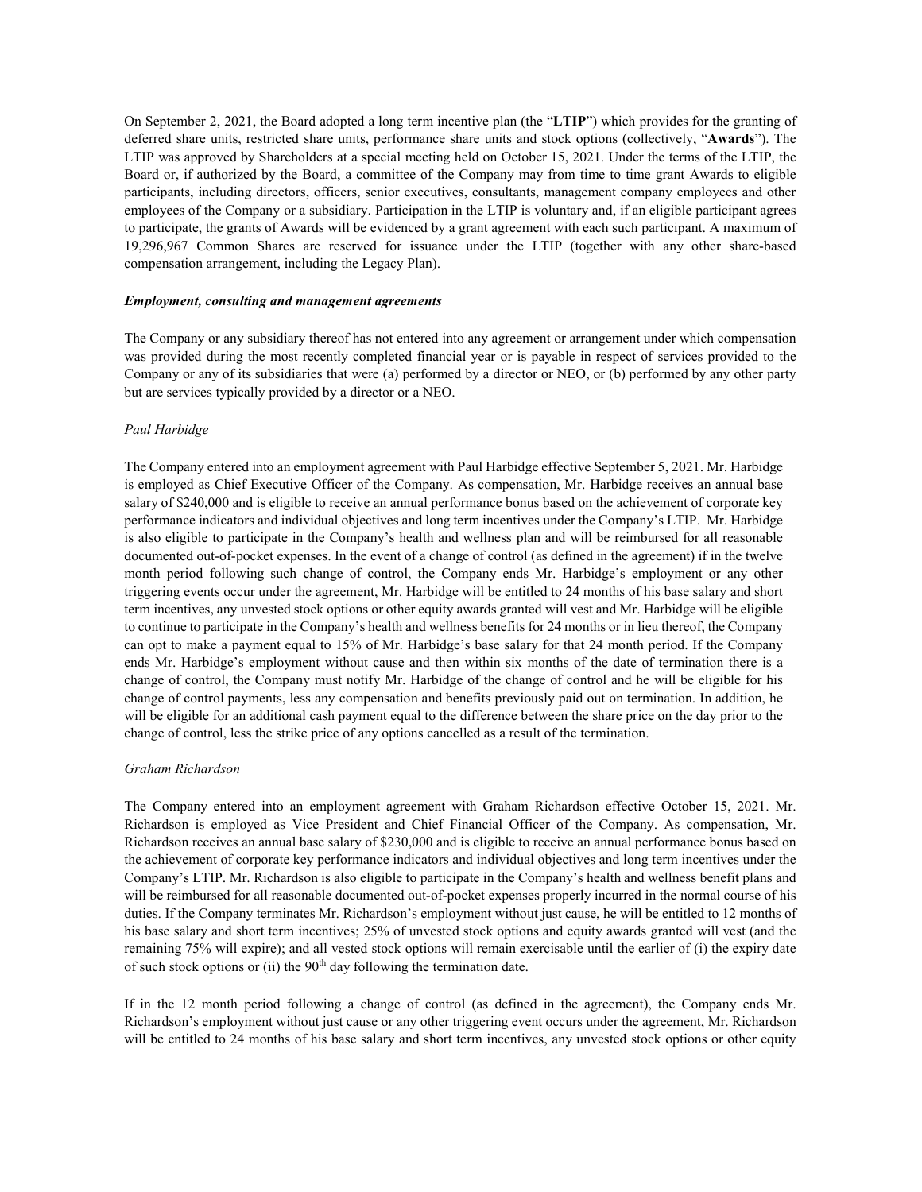On September 2, 2021, the Board adopted a long term incentive plan (the "**LTIP**") which provides for the granting of deferred share units, restricted share units, performance share units and stock options (collectively, "**Awards**"). The LTIP was approved by Shareholders at a special meeting held on October 15, 2021. Under the terms of the LTIP, the Board or, if authorized by the Board, a committee of the Company may from time to time grant Awards to eligible participants, including directors, officers, senior executives, consultants, management company employees and other employees of the Company or a subsidiary. Participation in the LTIP is voluntary and, if an eligible participant agrees to participate, the grants of Awards will be evidenced by a grant agreement with each such participant. A maximum of 19,296,967 Common Shares are reserved for issuance under the LTIP (together with any other share-based compensation arrangement, including the Legacy Plan).

***Employment, consulting and management agreements***

The Company or any subsidiary thereof has not entered into any agreement or arrangement under which compensation was provided during the most recently completed financial year or is payable in respect of services provided to the Company or any of its subsidiaries that were (a) performed by a director or NEO, or (b) performed by any other party but are services typically provided by a director or a NEO.

*Paul Harbidge*

The Company entered into an employment agreement with Paul Harbidge effective September 5, 2021. Mr. Harbidge is employed as Chief Executive Officer of the Company. As compensation, Mr. Harbidge receives an annual base salary of $240,000 and is eligible to receive an annual performance bonus based on the achievement of corporate key performance indicators and individual objectives and long term incentives under the Company's LTIP. Mr. Harbidge is also eligible to participate in the Company's health and wellness plan and will be reimbursed for all reasonable documented out-of-pocket expenses. In the event of a change of control (as defined in the agreement) if in the twelve month period following such change of control, the Company ends Mr. Harbidge's employment or any other triggering events occur under the agreement, Mr. Harbidge will be entitled to 24 months of his base salary and short term incentives, any unvested stock options or other equity awards granted will vest and Mr. Harbidge will be eligible to continue to participate in the Company's health and wellness benefits for 24 months or in lieu thereof, the Company can opt to make a payment equal to 15% of Mr. Harbidge's base salary for that 24 month period. If the Company ends Mr. Harbidge's employment without cause and then within six months of the date of termination there is a change of control, the Company must notify Mr. Harbidge of the change of control and he will be eligible for his change of control payments, less any compensation and benefits previously paid out on termination. In addition, he will be eligible for an additional cash payment equal to the difference between the share price on the day prior to the change of control, less the strike price of any options cancelled as a result of the termination.

*Graham Richardson*

The Company entered into an employment agreement with Graham Richardson effective October 15, 2021. Mr. Richardson is employed as Vice President and Chief Financial Officer of the Company. As compensation, Mr. Richardson receives an annual base salary of $230,000 and is eligible to receive an annual performance bonus based on the achievement of corporate key performance indicators and individual objectives and long term incentives under the Company's LTIP. Mr. Richardson is also eligible to participate in the Company's health and wellness benefit plans and will be reimbursed for all reasonable documented out-of-pocket expenses properly incurred in the normal course of his duties. If the Company terminates Mr. Richardson's employment without just cause, he will be entitled to 12 months of his base salary and short term incentives; 25% of unvested stock options and equity awards granted will vest (and the remaining 75% will expire); and all vested stock options will remain exercisable until the earlier of (i) the expiry date of such stock options or (ii) the 90th day following the termination date.

If in the 12 month period following a change of control (as defined in the agreement), the Company ends Mr. Richardson's employment without just cause or any other triggering event occurs under the agreement, Mr. Richardson will be entitled to 24 months of his base salary and short term incentives, any unvested stock options or other equity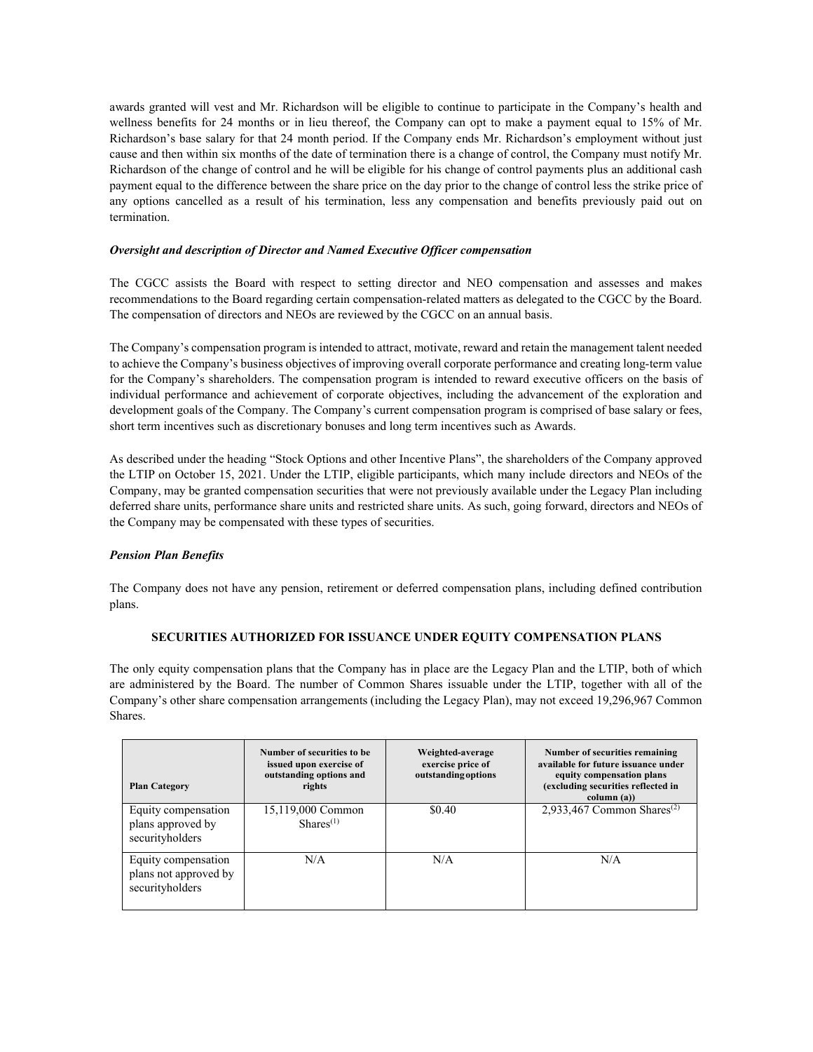awards granted will vest and Mr. Richardson will be eligible to continue to participate in the Company's health and wellness benefits for 24 months or in lieu thereof, the Company can opt to make a payment equal to 15% of Mr. Richardson's base salary for that 24 month period. If the Company ends Mr. Richardson's employment without just cause and then within six months of the date of termination there is a change of control, the Company must notify Mr. Richardson of the change of control and he will be eligible for his change of control payments plus an additional cash payment equal to the difference between the share price on the day prior to the change of control less the strike price of any options cancelled as a result of his termination, less any compensation and benefits previously paid out on termination.

***Oversight and description of Director and Named Executive Officer compensation***

The CGCC assists the Board with respect to setting director and NEO compensation and assesses and makes recommendations to the Board regarding certain compensation-related matters as delegated to the CGCC by the Board. The compensation of directors and NEOs are reviewed by the CGCC on an annual basis.

The Company's compensation program is intended to attract, motivate, reward and retain the management talent needed to achieve the Company's business objectives of improving overall corporate performance and creating long-term value for the Company's shareholders. The compensation program is intended to reward executive officers on the basis of individual performance and achievement of corporate objectives, including the advancement of the exploration and development goals of the Company. The Company's current compensation program is comprised of base salary or fees, short term incentives such as discretionary bonuses and long term incentives such as Awards.

As described under the heading "Stock Options and other Incentive Plans", the shareholders of the Company approved the LTIP on October 15, 2021. Under the LTIP, eligible participants, which many include directors and NEOs of the Company, may be granted compensation securities that were not previously available under the Legacy Plan including deferred share units, performance share units and restricted share units. As such, going forward, directors and NEOs of the Company may be compensated with these types of securities.

***Pension Plan Benefits***

The Company does not have any pension, retirement or deferred compensation plans, including defined contribution plans.

## SECURITIES AUTHORIZED FOR ISSUANCE UNDER EQUITY COMPENSATION PLANS

The only equity compensation plans that the Company has in place are the Legacy Plan and the LTIP, both of which are administered by the Board. The number of Common Shares issuable under the LTIP, together with all of the Company's other share compensation arrangements (including the Legacy Plan), may not exceed 19,296,967 Common Shares.

| Plan Category | Number of securities to be issued upon exercise of outstanding options and rights | Weighted-average exercise price of outstanding options | Number of securities remaining available for future issuance under equity compensation plans (excluding securities reflected in column (a)) |
|---|---|---|---|
| Equity compensation plans approved by securityholders | 15,119,000 Common Shares[(1)] | $0.40 | 2,933,467 Common Shares[(2)] |
| Equity compensation plans not approved by securityholders | N/A | N/A | N/A |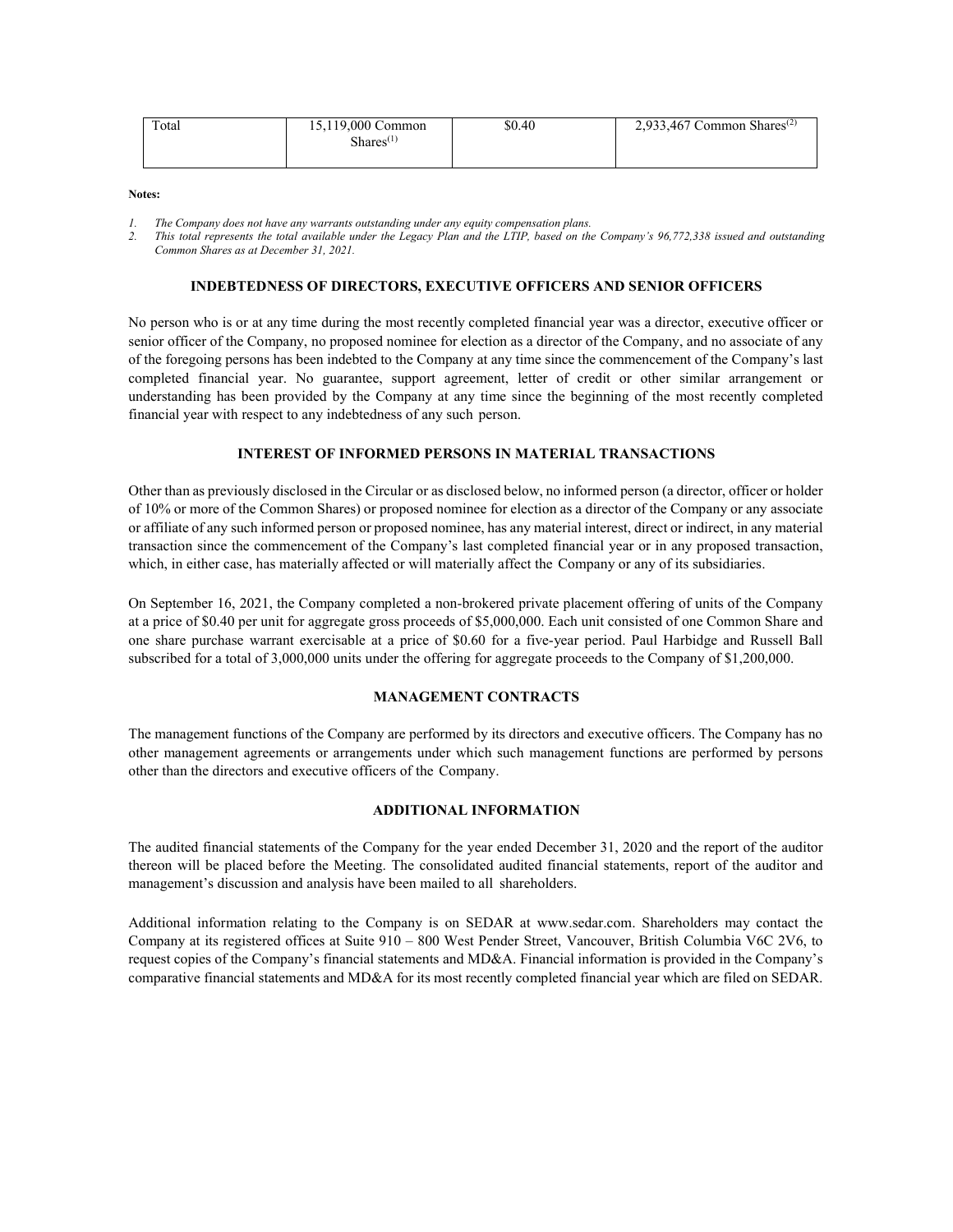| Total | 15,119,000 Common Shares[(1)] | $0.40 | 2,933,467 Common Shares[(2)] |
|---|---|---|---|

**Notes:**

1. *The Company does not have any warrants outstanding under any equity compensation plans.*
2. *This total represents the total available under the Legacy Plan and the LTIP, based on the Company's 96,772,338 issued and outstanding Common Shares as at December 31, 2021.*

## INDEBTEDNESS OF DIRECTORS, EXECUTIVE OFFICERS AND SENIOR OFFICERS

No person who is or at any time during the most recently completed financial year was a director, executive officer or senior officer of the Company, no proposed nominee for election as a director of the Company, and no associate of any of the foregoing persons has been indebted to the Company at any time since the commencement of the Company's last completed financial year. No guarantee, support agreement, letter of credit or other similar arrangement or understanding has been provided by the Company at any time since the beginning of the most recently completed financial year with respect to any indebtedness of any such person.

## INTEREST OF INFORMED PERSONS IN MATERIAL TRANSACTIONS

Other than as previously disclosed in the Circular or as disclosed below, no informed person (a director, officer or holder of 10% or more of the Common Shares) or proposed nominee for election as a director of the Company or any associate or affiliate of any such informed person or proposed nominee, has any material interest, direct or indirect, in any material transaction since the commencement of the Company's last completed financial year or in any proposed transaction, which, in either case, has materially affected or will materially affect the Company or any of its subsidiaries.

On September 16, 2021, the Company completed a non-brokered private placement offering of units of the Company at a price of $0.40 per unit for aggregate gross proceeds of $5,000,000. Each unit consisted of one Common Share and one share purchase warrant exercisable at a price of $0.60 for a five-year period. Paul Harbidge and Russell Ball subscribed for a total of 3,000,000 units under the offering for aggregate proceeds to the Company of $1,200,000.

## MANAGEMENT CONTRACTS

The management functions of the Company are performed by its directors and executive officers. The Company has no other management agreements or arrangements under which such management functions are performed by persons other than the directors and executive officers of the Company.

## ADDITIONAL INFORMATION

The audited financial statements of the Company for the year ended December 31, 2020 and the report of the auditor thereon will be placed before the Meeting. The consolidated audited financial statements, report of the auditor and management's discussion and analysis have been mailed to all shareholders.

Additional information relating to the Company is on SEDAR at www.sedar.com. Shareholders may contact the Company at its registered offices at Suite 910 – 800 West Pender Street, Vancouver, British Columbia V6C 2V6, to request copies of the Company's financial statements and MD&A. Financial information is provided in the Company's comparative financial statements and MD&A for its most recently completed financial year which are filed on SEDAR.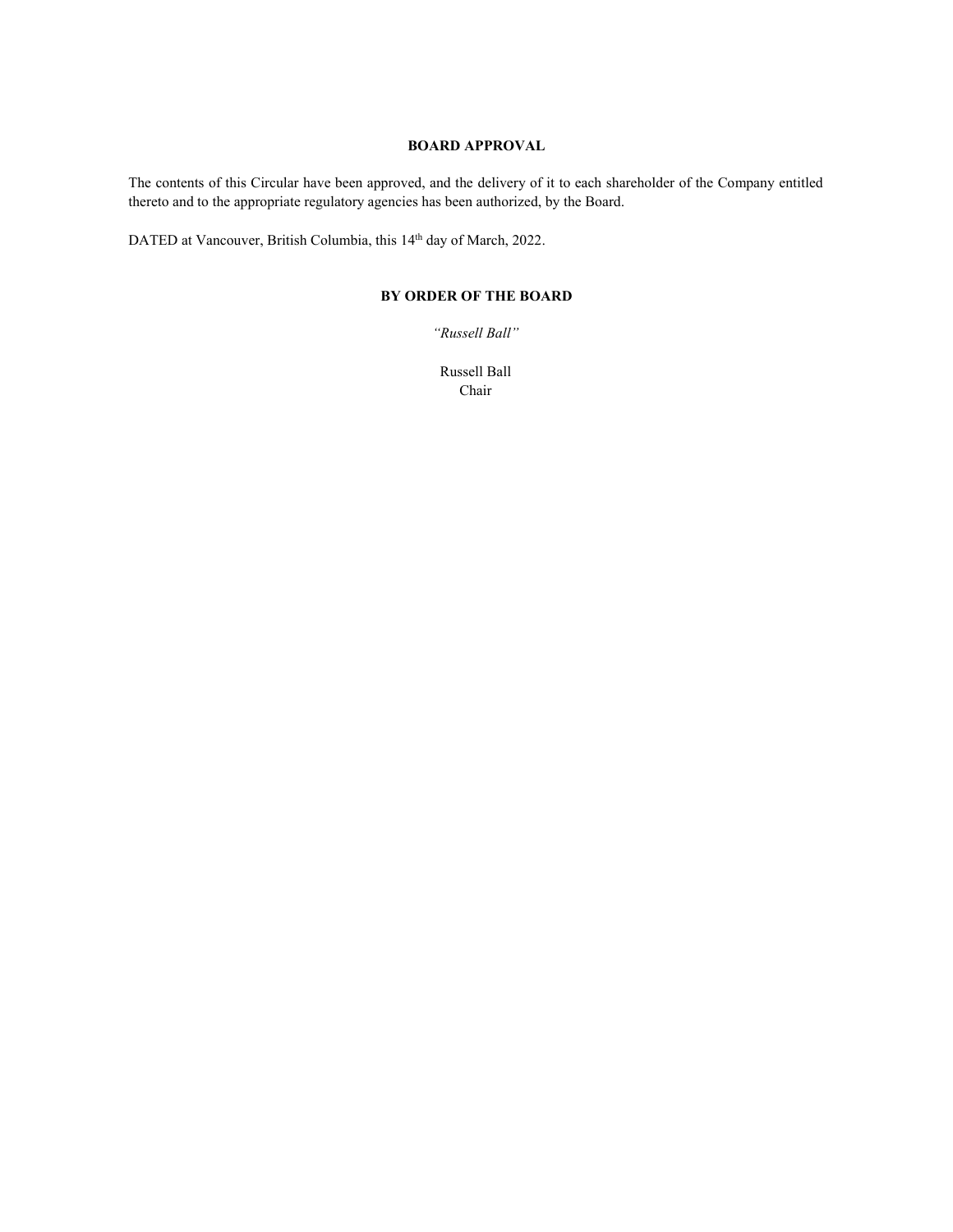**BOARD APPROVAL**

The contents of this Circular have been approved, and the delivery of it to each shareholder of the Company entitled thereto and to the appropriate regulatory agencies has been authorized, by the Board.

DATED at Vancouver, British Columbia, this 14th day of March, 2022.

**BY ORDER OF THE BOARD**

*"Russell Ball"*

Russell Ball
Chair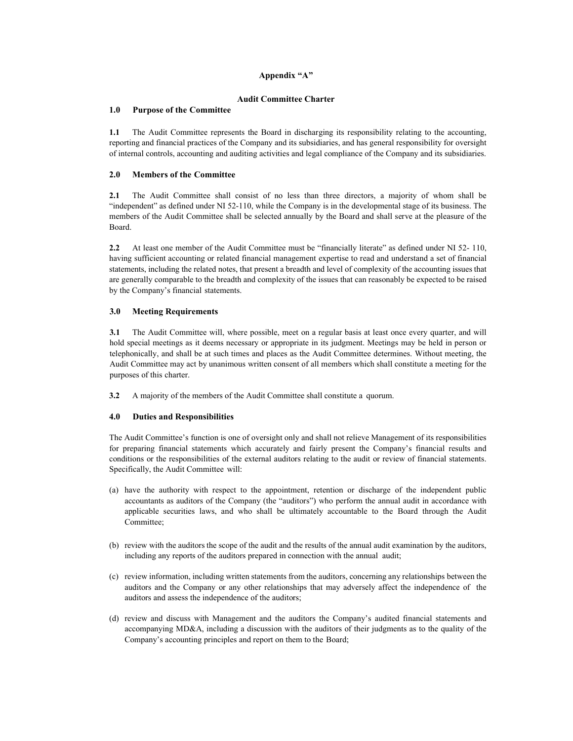**Appendix "A"**

**Audit Committee Charter**

## 1.0 Purpose of the Committee

**1.1** The Audit Committee represents the Board in discharging its responsibility relating to the accounting, reporting and financial practices of the Company and its subsidiaries, and has general responsibility for oversight of internal controls, accounting and auditing activities and legal compliance of the Company and its subsidiaries.

## 2.0 Members of the Committee

**2.1** The Audit Committee shall consist of no less than three directors, a majority of whom shall be "independent" as defined under NI 52-110, while the Company is in the developmental stage of its business. The members of the Audit Committee shall be selected annually by the Board and shall serve at the pleasure of the Board.

**2.2** At least one member of the Audit Committee must be "financially literate" as defined under NI 52- 110, having sufficient accounting or related financial management expertise to read and understand a set of financial statements, including the related notes, that present a breadth and level of complexity of the accounting issues that are generally comparable to the breadth and complexity of the issues that can reasonably be expected to be raised by the Company's financial statements.

## 3.0 Meeting Requirements

**3.1** The Audit Committee will, where possible, meet on a regular basis at least once every quarter, and will hold special meetings as it deems necessary or appropriate in its judgment. Meetings may be held in person or telephonically, and shall be at such times and places as the Audit Committee determines. Without meeting, the Audit Committee may act by unanimous written consent of all members which shall constitute a meeting for the purposes of this charter.

**3.2** A majority of the members of the Audit Committee shall constitute a quorum.

## 4.0 Duties and Responsibilities

The Audit Committee's function is one of oversight only and shall not relieve Management of its responsibilities for preparing financial statements which accurately and fairly present the Company's financial results and conditions or the responsibilities of the external auditors relating to the audit or review of financial statements. Specifically, the Audit Committee will:

(a) have the authority with respect to the appointment, retention or discharge of the independent public accountants as auditors of the Company (the "auditors") who perform the annual audit in accordance with applicable securities laws, and who shall be ultimately accountable to the Board through the Audit Committee;

(b) review with the auditors the scope of the audit and the results of the annual audit examination by the auditors, including any reports of the auditors prepared in connection with the annual audit;

(c) review information, including written statements from the auditors, concerning any relationships between the auditors and the Company or any other relationships that may adversely affect the independence of the auditors and assess the independence of the auditors;

(d) review and discuss with Management and the auditors the Company's audited financial statements and accompanying MD&A, including a discussion with the auditors of their judgments as to the quality of the Company's accounting principles and report on them to the Board;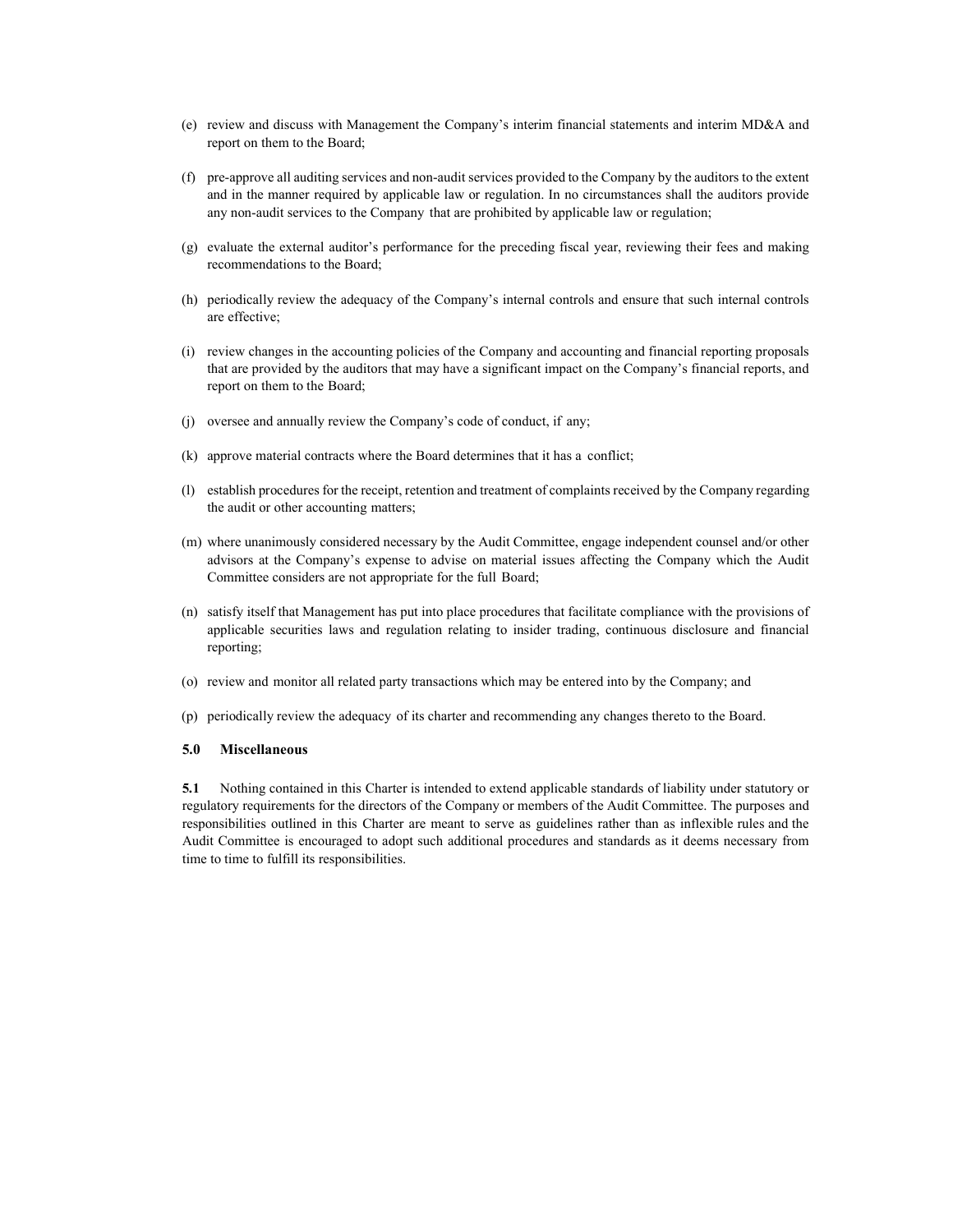(e) review and discuss with Management the Company's interim financial statements and interim MD&A and report on them to the Board;

(f) pre-approve all auditing services and non-audit services provided to the Company by the auditors to the extent and in the manner required by applicable law or regulation. In no circumstances shall the auditors provide any non-audit services to the Company that are prohibited by applicable law or regulation;

(g) evaluate the external auditor's performance for the preceding fiscal year, reviewing their fees and making recommendations to the Board;

(h) periodically review the adequacy of the Company's internal controls and ensure that such internal controls are effective;

(i) review changes in the accounting policies of the Company and accounting and financial reporting proposals that are provided by the auditors that may have a significant impact on the Company's financial reports, and report on them to the Board;

(j) oversee and annually review the Company's code of conduct, if any;

(k) approve material contracts where the Board determines that it has a conflict;

(l) establish procedures for the receipt, retention and treatment of complaints received by the Company regarding the audit or other accounting matters;

(m) where unanimously considered necessary by the Audit Committee, engage independent counsel and/or other advisors at the Company's expense to advise on material issues affecting the Company which the Audit Committee considers are not appropriate for the full Board;

(n) satisfy itself that Management has put into place procedures that facilitate compliance with the provisions of applicable securities laws and regulation relating to insider trading, continuous disclosure and financial reporting;

(o) review and monitor all related party transactions which may be entered into by the Company; and

(p) periodically review the adequacy of its charter and recommending any changes thereto to the Board.

### 5.0 Miscellaneous

**5.1** Nothing contained in this Charter is intended to extend applicable standards of liability under statutory or regulatory requirements for the directors of the Company or members of the Audit Committee. The purposes and responsibilities outlined in this Charter are meant to serve as guidelines rather than as inflexible rules and the Audit Committee is encouraged to adopt such additional procedures and standards as it deems necessary from time to time to fulfill its responsibilities.